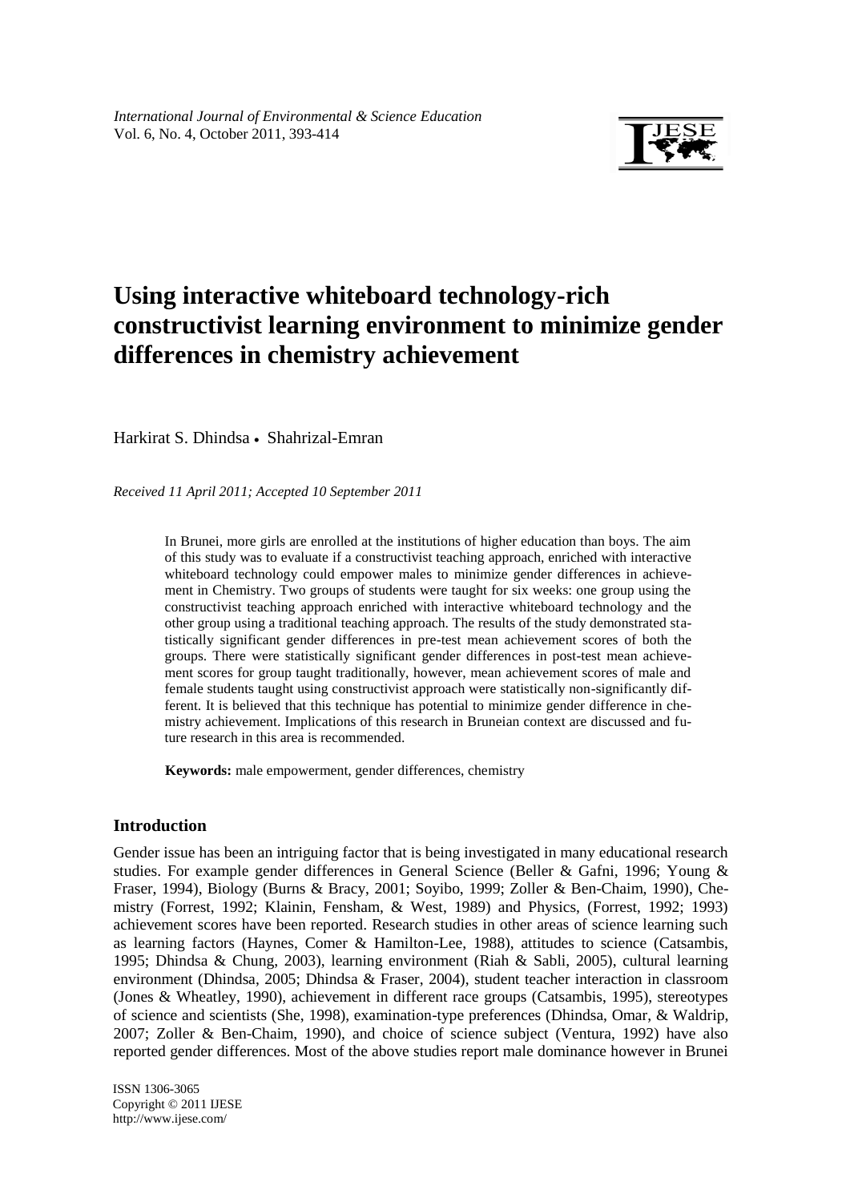# Using interactive whiteboard technology-rich constructivist learning environment to minimize gender differences in chemistry achievement

Harkirat S. Dhindsa • Shahrizal-Emran

*Received 11 April 2011; Accepted 10 September 2011*

In Brunei, more girls are enrolled at the institutions of higher education than boys. The aim of this study was to evaluate if a constructivist teaching approach, enriched with interactive whiteboard technology could empower males to minimize gender differences in achievement in Chemistry. Two groups of students were taught for six weeks: one group using the constructivist teaching approach enriched with interactive whiteboard technology and the other group using a traditional teaching approach. The results of the study demonstrated statistically significant gender differences in pre-test mean achievement scores of both the groups. There were statistically significant gender differences in post-test mean achievement scores for group taught traditionally, however, mean achievement scores of male and female students taught using constructivist approach were statistically non-significantly different. It is believed that this technique has potential to minimize gender difference in chemistry achievement. Implications of this research in Bruneian context are discussed and future research in this area is recommended.

**Keywords:** male empowerment, gender differences, chemistry

## Introduction

Gender issue has been an intriguing factor that is being investigated in many educational research studies. For example gender differences in General Science (Beller & Gafni, 1996; Young & Fraser, 1994), Biology (Burns & Bracy, 2001; Soyibo, 1999; Zoller & Ben-Chaim, 1990), Chemistry (Forrest, 1992; Klainin, Fensham, & West, 1989) and Physics, (Forrest, 1992; 1993) achievement scores have been reported. Research studies in other areas of science learning such as learning factors (Haynes, Comer & Hamilton-Lee, 1988), attitudes to science (Catsambis, 1995; Dhindsa & Chung, 2003), learning environment (Riah & Sabli, 2005), cultural learning environment (Dhindsa, 2005; Dhindsa & Fraser, 2004), student teacher interaction in classroom (Jones & Wheatley, 1990), achievement in different race groups (Catsambis, 1995), stereotypes of science and scientists (She, 1998), examination-type preferences (Dhindsa, Omar, & Waldrip, 2007; Zoller & Ben-Chaim, 1990), and choice of science subject (Ventura, 1992) have also reported gender differences. Most of the above studies report male dominance however in Brunei

ISSN 1306-3065
Copyright © 2011 IJESE
http://www.ijese.com/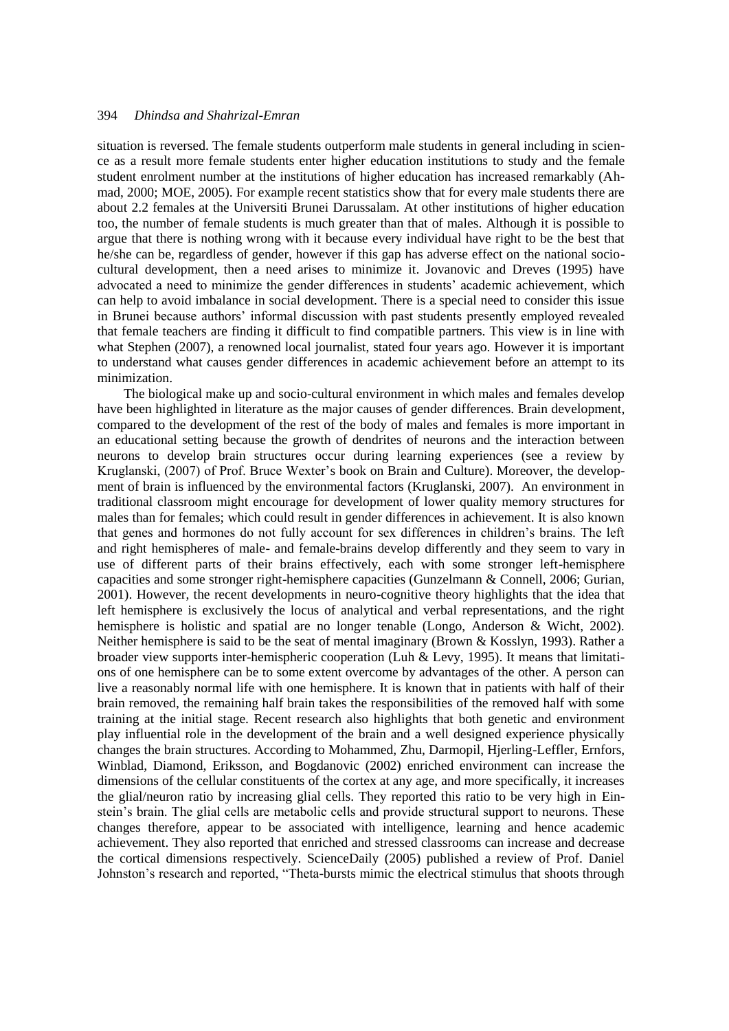situation is reversed. The female students outperform male students in general including in science as a result more female students enter higher education institutions to study and the female student enrolment number at the institutions of higher education has increased remarkably (Ahmad, 2000; MOE, 2005). For example recent statistics show that for every male students there are about 2.2 females at the Universiti Brunei Darussalam. At other institutions of higher education too, the number of female students is much greater than that of males. Although it is possible to argue that there is nothing wrong with it because every individual have right to be the best that he/she can be, regardless of gender, however if this gap has adverse effect on the national socio-cultural development, then a need arises to minimize it. Jovanovic and Dreves (1995) have advocated a need to minimize the gender differences in students' academic achievement, which can help to avoid imbalance in social development. There is a special need to consider this issue in Brunei because authors' informal discussion with past students presently employed revealed that female teachers are finding it difficult to find compatible partners. This view is in line with what Stephen (2007), a renowned local journalist, stated four years ago. However it is important to understand what causes gender differences in academic achievement before an attempt to its minimization.

The biological make up and socio-cultural environment in which males and females develop have been highlighted in literature as the major causes of gender differences. Brain development, compared to the development of the rest of the body of males and females is more important in an educational setting because the growth of dendrites of neurons and the interaction between neurons to develop brain structures occur during learning experiences (see a review by Kruglanski, (2007) of Prof. Bruce Wexter's book on Brain and Culture). Moreover, the development of brain is influenced by the environmental factors (Kruglanski, 2007). An environment in traditional classroom might encourage for development of lower quality memory structures for males than for females; which could result in gender differences in achievement. It is also known that genes and hormones do not fully account for sex differences in children's brains. The left and right hemispheres of male- and female-brains develop differently and they seem to vary in use of different parts of their brains effectively, each with some stronger left-hemisphere capacities and some stronger right-hemisphere capacities (Gunzelmann & Connell, 2006; Gurian, 2001). However, the recent developments in neuro-cognitive theory highlights that the idea that left hemisphere is exclusively the locus of analytical and verbal representations, and the right hemisphere is holistic and spatial are no longer tenable (Longo, Anderson & Wicht, 2002). Neither hemisphere is said to be the seat of mental imaginary (Brown & Kosslyn, 1993). Rather a broader view supports inter-hemispheric cooperation (Luh & Levy, 1995). It means that limitations of one hemisphere can be to some extent overcome by advantages of the other. A person can live a reasonably normal life with one hemisphere. It is known that in patients with half of their brain removed, the remaining half brain takes the responsibilities of the removed half with some training at the initial stage. Recent research also highlights that both genetic and environment play influential role in the development of the brain and a well designed experience physically changes the brain structures. According to Mohammed, Zhu, Darmopil, Hjerling-Leffler, Ernfors, Winblad, Diamond, Eriksson, and Bogdanovic (2002) enriched environment can increase the dimensions of the cellular constituents of the cortex at any age, and more specifically, it increases the glial/neuron ratio by increasing glial cells. They reported this ratio to be very high in Einstein's brain. The glial cells are metabolic cells and provide structural support to neurons. These changes therefore, appear to be associated with intelligence, learning and hence academic achievement. They also reported that enriched and stressed classrooms can increase and decrease the cortical dimensions respectively. ScienceDaily (2005) published a review of Prof. Daniel Johnston's research and reported, "Theta-bursts mimic the electrical stimulus that shoots through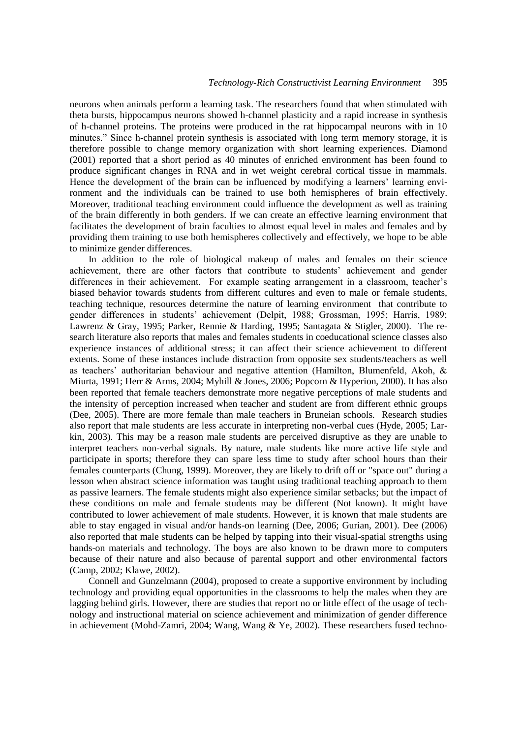neurons when animals perform a learning task. The researchers found that when stimulated with theta bursts, hippocampus neurons showed h-channel plasticity and a rapid increase in synthesis of h-channel proteins. The proteins were produced in the rat hippocampal neurons with in 10 minutes." Since h-channel protein synthesis is associated with long term memory storage, it is therefore possible to change memory organization with short learning experiences. Diamond (2001) reported that a short period as 40 minutes of enriched environment has been found to produce significant changes in RNA and in wet weight cerebral cortical tissue in mammals. Hence the development of the brain can be influenced by modifying a learners' learning environment and the individuals can be trained to use both hemispheres of brain effectively. Moreover, traditional teaching environment could influence the development as well as training of the brain differently in both genders. If we can create an effective learning environment that facilitates the development of brain faculties to almost equal level in males and females and by providing them training to use both hemispheres collectively and effectively, we hope to be able to minimize gender differences.

In addition to the role of biological makeup of males and females on their science achievement, there are other factors that contribute to students' achievement and gender differences in their achievement. For example seating arrangement in a classroom, teacher's biased behavior towards students from different cultures and even to male or female students, teaching technique, resources determine the nature of learning environment that contribute to gender differences in students' achievement (Delpit, 1988; Grossman, 1995; Harris, 1989; Lawrenz & Gray, 1995; Parker, Rennie & Harding, 1995; Santagata & Stigler, 2000). The research literature also reports that males and females students in coeducational science classes also experience instances of additional stress; it can affect their science achievement to different extents. Some of these instances include distraction from opposite sex students/teachers as well as teachers' authoritarian behaviour and negative attention (Hamilton, Blumenfeld, Akoh, & Miurta, 1991; Herr & Arms, 2004; Myhill & Jones, 2006; Popcorn & Hyperion, 2000). It has also been reported that female teachers demonstrate more negative perceptions of male students and the intensity of perception increased when teacher and student are from different ethnic groups (Dee, 2005). There are more female than male teachers in Bruneian schools. Research studies also report that male students are less accurate in interpreting non-verbal cues (Hyde, 2005; Larkin, 2003). This may be a reason male students are perceived disruptive as they are unable to interpret teachers non-verbal signals. By nature, male students like more active life style and participate in sports; therefore they can spare less time to study after school hours than their females counterparts (Chung, 1999). Moreover, they are likely to drift off or "space out" during a lesson when abstract science information was taught using traditional teaching approach to them as passive learners. The female students might also experience similar setbacks; but the impact of these conditions on male and female students may be different (Not known). It might have contributed to lower achievement of male students. However, it is known that male students are able to stay engaged in visual and/or hands-on learning (Dee, 2006; Gurian, 2001). Dee (2006) also reported that male students can be helped by tapping into their visual-spatial strengths using hands-on materials and technology. The boys are also known to be drawn more to computers because of their nature and also because of parental support and other environmental factors (Camp, 2002; Klawe, 2002).

Connell and Gunzelmann (2004), proposed to create a supportive environment by including technology and providing equal opportunities in the classrooms to help the males when they are lagging behind girls. However, there are studies that report no or little effect of the usage of technology and instructional material on science achievement and minimization of gender difference in achievement (Mohd-Zamri, 2004; Wang, Wang & Ye, 2002). These researchers fused techno-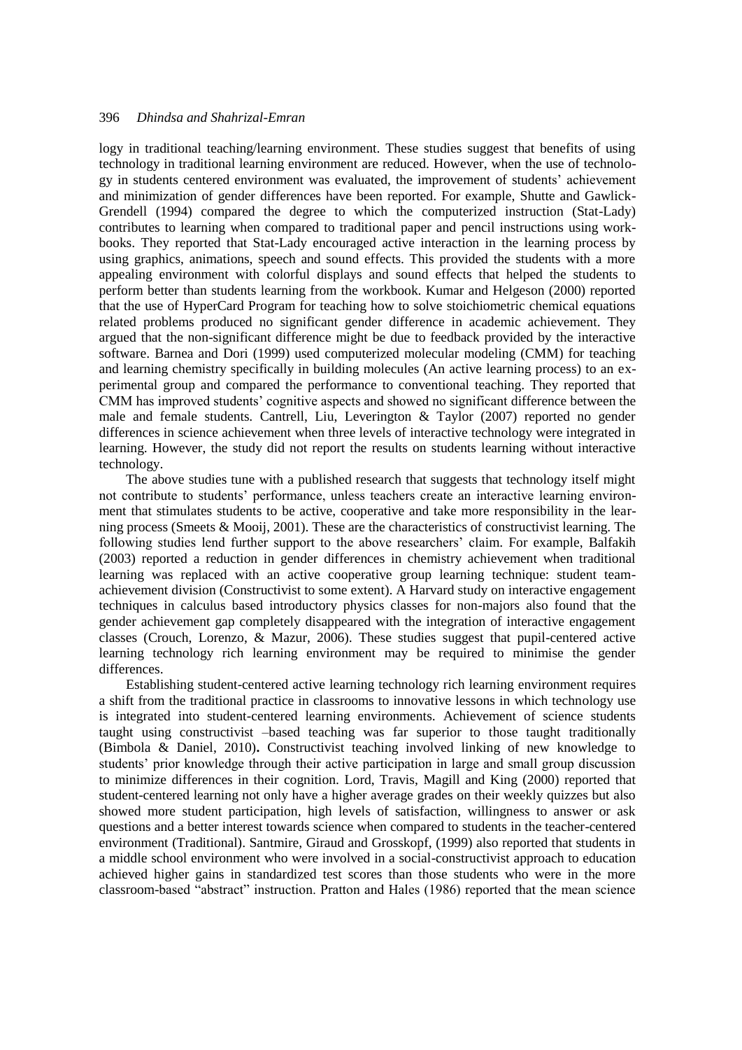logy in traditional teaching/learning environment. These studies suggest that benefits of using technology in traditional learning environment are reduced. However, when the use of technology in students centered environment was evaluated, the improvement of students' achievement and minimization of gender differences have been reported. For example, Shutte and Gawlick-Grendell (1994) compared the degree to which the computerized instruction (Stat-Lady) contributes to learning when compared to traditional paper and pencil instructions using workbooks. They reported that Stat-Lady encouraged active interaction in the learning process by using graphics, animations, speech and sound effects. This provided the students with a more appealing environment with colorful displays and sound effects that helped the students to perform better than students learning from the workbook. Kumar and Helgeson (2000) reported that the use of HyperCard Program for teaching how to solve stoichiometric chemical equations related problems produced no significant gender difference in academic achievement. They argued that the non-significant difference might be due to feedback provided by the interactive software. Barnea and Dori (1999) used computerized molecular modeling (CMM) for teaching and learning chemistry specifically in building molecules (An active learning process) to an experimental group and compared the performance to conventional teaching. They reported that CMM has improved students' cognitive aspects and showed no significant difference between the male and female students. Cantrell, Liu, Leverington & Taylor (2007) reported no gender differences in science achievement when three levels of interactive technology were integrated in learning. However, the study did not report the results on students learning without interactive technology.

The above studies tune with a published research that suggests that technology itself might not contribute to students' performance, unless teachers create an interactive learning environment that stimulates students to be active, cooperative and take more responsibility in the learning process (Smeets & Mooij, 2001). These are the characteristics of constructivist learning. The following studies lend further support to the above researchers' claim. For example, Balfakih (2003) reported a reduction in gender differences in chemistry achievement when traditional learning was replaced with an active cooperative group learning technique: student team-achievement division (Constructivist to some extent). A Harvard study on interactive engagement techniques in calculus based introductory physics classes for non-majors also found that the gender achievement gap completely disappeared with the integration of interactive engagement classes (Crouch, Lorenzo, & Mazur, 2006). These studies suggest that pupil-centered active learning technology rich learning environment may be required to minimise the gender differences.

Establishing student-centered active learning technology rich learning environment requires a shift from the traditional practice in classrooms to innovative lessons in which technology use is integrated into student-centered learning environments. Achievement of science students taught using constructivist –based teaching was far superior to those taught traditionally (Bimbola & Daniel, 2010). Constructivist teaching involved linking of new knowledge to students' prior knowledge through their active participation in large and small group discussion to minimize differences in their cognition. Lord, Travis, Magill and King (2000) reported that student-centered learning not only have a higher average grades on their weekly quizzes but also showed more student participation, high levels of satisfaction, willingness to answer or ask questions and a better interest towards science when compared to students in the teacher-centered environment (Traditional). Santmire, Giraud and Grosskopf, (1999) also reported that students in a middle school environment who were involved in a social-constructivist approach to education achieved higher gains in standardized test scores than those students who were in the more classroom-based "abstract" instruction. Pratton and Hales (1986) reported that the mean science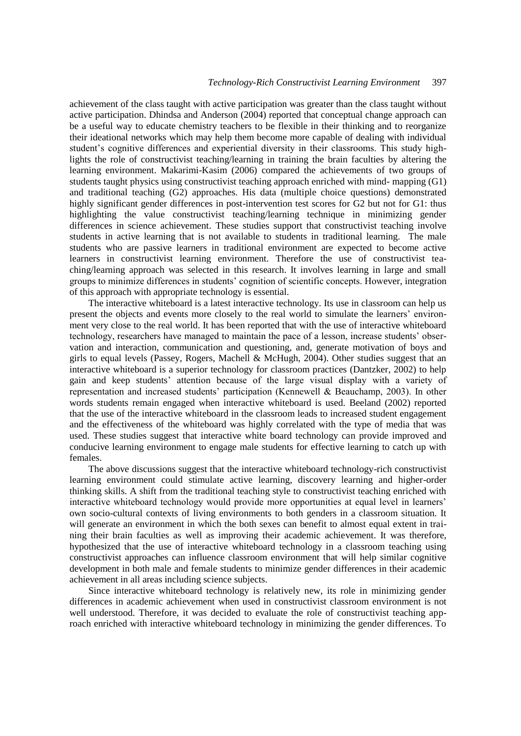achievement of the class taught with active participation was greater than the class taught without active participation. Dhindsa and Anderson (2004) reported that conceptual change approach can be a useful way to educate chemistry teachers to be flexible in their thinking and to reorganize their ideational networks which may help them become more capable of dealing with individual student's cognitive differences and experiential diversity in their classrooms. This study highlights the role of constructivist teaching/learning in training the brain faculties by altering the learning environment. Makarimi-Kasim (2006) compared the achievements of two groups of students taught physics using constructivist teaching approach enriched with mind- mapping (G1) and traditional teaching (G2) approaches. His data (multiple choice questions) demonstrated highly significant gender differences in post-intervention test scores for G2 but not for G1: thus highlighting the value constructivist teaching/learning technique in minimizing gender differences in science achievement. These studies support that constructivist teaching involve students in active learning that is not available to students in traditional learning. The male students who are passive learners in traditional environment are expected to become active learners in constructivist learning environment. Therefore the use of constructivist teaching/learning approach was selected in this research. It involves learning in large and small groups to minimize differences in students' cognition of scientific concepts. However, integration of this approach with appropriate technology is essential.

The interactive whiteboard is a latest interactive technology. Its use in classroom can help us present the objects and events more closely to the real world to simulate the learners' environment very close to the real world. It has been reported that with the use of interactive whiteboard technology, researchers have managed to maintain the pace of a lesson, increase students' observation and interaction, communication and questioning, and, generate motivation of boys and girls to equal levels (Passey, Rogers, Machell & McHugh, 2004). Other studies suggest that an interactive whiteboard is a superior technology for classroom practices (Dantzker, 2002) to help gain and keep students' attention because of the large visual display with a variety of representation and increased students' participation (Kennewell & Beauchamp, 2003). In other words students remain engaged when interactive whiteboard is used. Beeland (2002) reported that the use of the interactive whiteboard in the classroom leads to increased student engagement and the effectiveness of the whiteboard was highly correlated with the type of media that was used. These studies suggest that interactive white board technology can provide improved and conducive learning environment to engage male students for effective learning to catch up with females.

The above discussions suggest that the interactive whiteboard technology-rich constructivist learning environment could stimulate active learning, discovery learning and higher-order thinking skills. A shift from the traditional teaching style to constructivist teaching enriched with interactive whiteboard technology would provide more opportunities at equal level in learners' own socio-cultural contexts of living environments to both genders in a classroom situation. It will generate an environment in which the both sexes can benefit to almost equal extent in training their brain faculties as well as improving their academic achievement. It was therefore, hypothesized that the use of interactive whiteboard technology in a classroom teaching using constructivist approaches can influence classroom environment that will help similar cognitive development in both male and female students to minimize gender differences in their academic achievement in all areas including science subjects.

Since interactive whiteboard technology is relatively new, its role in minimizing gender differences in academic achievement when used in constructivist classroom environment is not well understood. Therefore, it was decided to evaluate the role of constructivist teaching approach enriched with interactive whiteboard technology in minimizing the gender differences. To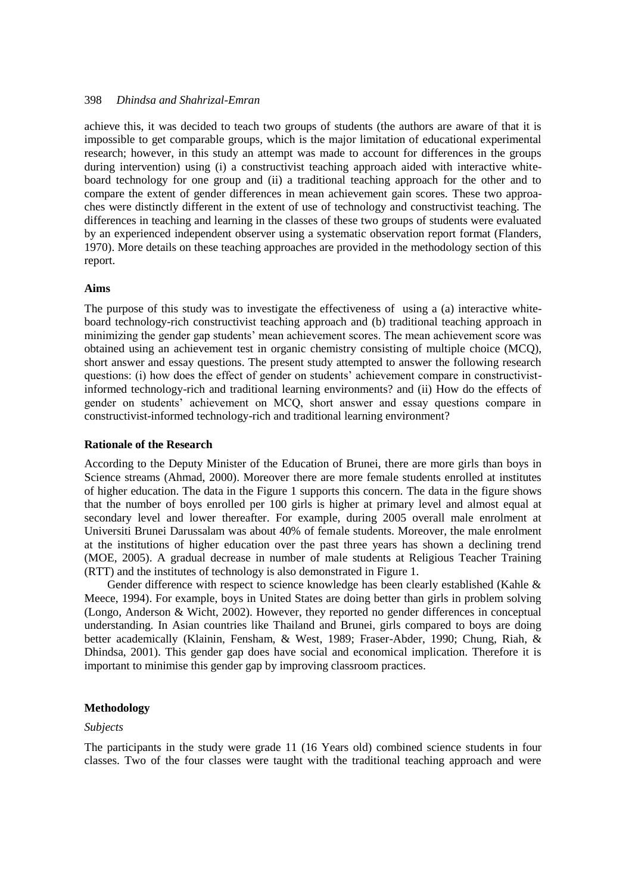achieve this, it was decided to teach two groups of students (the authors are aware of that it is impossible to get comparable groups, which is the major limitation of educational experimental research; however, in this study an attempt was made to account for differences in the groups during intervention) using (i) a constructivist teaching approach aided with interactive white-board technology for one group and (ii) a traditional teaching approach for the other and to compare the extent of gender differences in mean achievement gain scores. These two approaches were distinctly different in the extent of use of technology and constructivist teaching. The differences in teaching and learning in the classes of these two groups of students were evaluated by an experienced independent observer using a systematic observation report format (Flanders, 1970). More details on these teaching approaches are provided in the methodology section of this report.

### Aims

The purpose of this study was to investigate the effectiveness of using a (a) interactive white-board technology-rich constructivist teaching approach and (b) traditional teaching approach in minimizing the gender gap students' mean achievement scores. The mean achievement score was obtained using an achievement test in organic chemistry consisting of multiple choice (MCQ), short answer and essay questions. The present study attempted to answer the following research questions: (i) how does the effect of gender on students' achievement compare in constructivist-informed technology-rich and traditional learning environments? and (ii) How do the effects of gender on students' achievement on MCQ, short answer and essay questions compare in constructivist-informed technology-rich and traditional learning environment?

### Rationale of the Research

According to the Deputy Minister of the Education of Brunei, there are more girls than boys in Science streams (Ahmad, 2000). Moreover there are more female students enrolled at institutes of higher education. The data in the Figure 1 supports this concern. The data in the figure shows that the number of boys enrolled per 100 girls is higher at primary level and almost equal at secondary level and lower thereafter. For example, during 2005 overall male enrolment at Universiti Brunei Darussalam was about 40% of female students. Moreover, the male enrolment at the institutions of higher education over the past three years has shown a declining trend (MOE, 2005). A gradual decrease in number of male students at Religious Teacher Training (RTT) and the institutes of technology is also demonstrated in Figure 1.

Gender difference with respect to science knowledge has been clearly established (Kahle & Meece, 1994). For example, boys in United States are doing better than girls in problem solving (Longo, Anderson & Wicht, 2002). However, they reported no gender differences in conceptual understanding. In Asian countries like Thailand and Brunei, girls compared to boys are doing better academically (Klainin, Fensham, & West, 1989; Fraser-Abder, 1990; Chung, Riah, & Dhindsa, 2001). This gender gap does have social and economical implication. Therefore it is important to minimise this gender gap by improving classroom practices.

### Methodology

*Subjects*

The participants in the study were grade 11 (16 Years old) combined science students in four classes. Two of the four classes were taught with the traditional teaching approach and were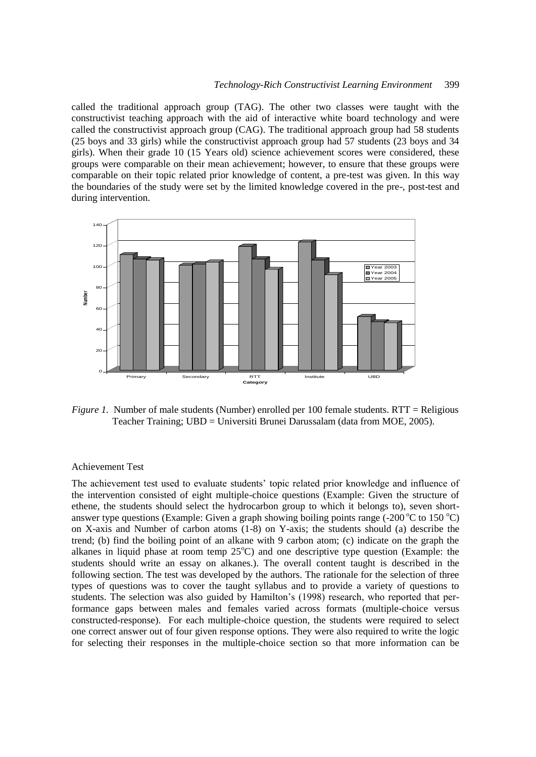called the traditional approach group (TAG). The other two classes were taught with the constructivist teaching approach with the aid of interactive white board technology and were called the constructivist approach group (CAG). The traditional approach group had 58 students (25 boys and 33 girls) while the constructivist approach group had 57 students (23 boys and 34 girls). When their grade 10 (15 Years old) science achievement scores were considered, these groups were comparable on their mean achievement; however, to ensure that these groups were comparable on their topic related prior knowledge of content, a pre-test was given. In this way the boundaries of the study were set by the limited knowledge covered in the pre-, post-test and during intervention.

*Figure 1.* Number of male students (Number) enrolled per 100 female students. RTT = Religious Teacher Training; UBD = Universiti Brunei Darussalam (data from MOE, 2005).

### Achievement Test

The achievement test used to evaluate students' topic related prior knowledge and influence of the intervention consisted of eight multiple-choice questions (Example: Given the structure of ethene, the students should select the hydrocarbon group to which it belongs to), seven short-answer type questions (Example: Given a graph showing boiling points range (-200 $^{o}$C to 150 $^{o}$C) on X-axis and Number of carbon atoms (1-8) on Y-axis; the students should (a) describe the trend; (b) find the boiling point of an alkane with 9 carbon atom; (c) indicate on the graph the alkanes in liquid phase at room temp 25$^{o}$C) and one descriptive type question (Example: the students should write an essay on alkanes.). The overall content taught is described in the following section. The test was developed by the authors. The rationale for the selection of three types of questions was to cover the taught syllabus and to provide a variety of questions to students. The selection was also guided by Hamilton's (1998) research, who reported that performance gaps between males and females varied across formats (multiple-choice versus constructed-response). For each multiple-choice question, the students were required to select one correct answer out of four given response options. They were also required to write the logic for selecting their responses in the multiple-choice section so that more information can be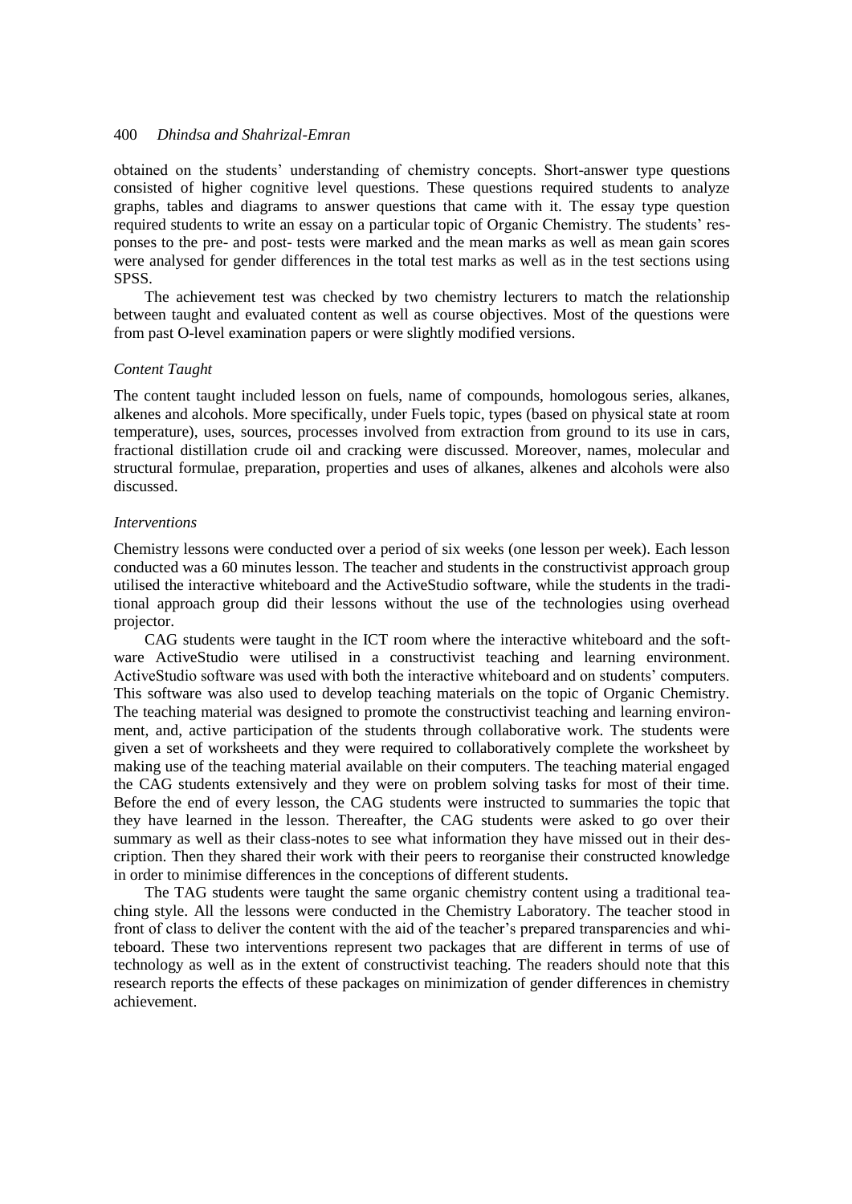obtained on the students' understanding of chemistry concepts. Short-answer type questions consisted of higher cognitive level questions. These questions required students to analyze graphs, tables and diagrams to answer questions that came with it. The essay type question required students to write an essay on a particular topic of Organic Chemistry. The students' responses to the pre- and post- tests were marked and the mean marks as well as mean gain scores were analysed for gender differences in the total test marks as well as in the test sections using SPSS.

The achievement test was checked by two chemistry lecturers to match the relationship between taught and evaluated content as well as course objectives. Most of the questions were from past O-level examination papers or were slightly modified versions.

### *Content Taught*

The content taught included lesson on fuels, name of compounds, homologous series, alkanes, alkenes and alcohols. More specifically, under Fuels topic, types (based on physical state at room temperature), uses, sources, processes involved from extraction from ground to its use in cars, fractional distillation crude oil and cracking were discussed. Moreover, names, molecular and structural formulae, preparation, properties and uses of alkanes, alkenes and alcohols were also discussed.

### *Interventions*

Chemistry lessons were conducted over a period of six weeks (one lesson per week). Each lesson conducted was a 60 minutes lesson. The teacher and students in the constructivist approach group utilised the interactive whiteboard and the ActiveStudio software, while the students in the traditional approach group did their lessons without the use of the technologies using overhead projector.

CAG students were taught in the ICT room where the interactive whiteboard and the software ActiveStudio were utilised in a constructivist teaching and learning environment. ActiveStudio software was used with both the interactive whiteboard and on students' computers. This software was also used to develop teaching materials on the topic of Organic Chemistry. The teaching material was designed to promote the constructivist teaching and learning environment, and, active participation of the students through collaborative work. The students were given a set of worksheets and they were required to collaboratively complete the worksheet by making use of the teaching material available on their computers. The teaching material engaged the CAG students extensively and they were on problem solving tasks for most of their time. Before the end of every lesson, the CAG students were instructed to summaries the topic that they have learned in the lesson. Thereafter, the CAG students were asked to go over their summary as well as their class-notes to see what information they have missed out in their description. Then they shared their work with their peers to reorganise their constructed knowledge in order to minimise differences in the conceptions of different students.

The TAG students were taught the same organic chemistry content using a traditional teaching style. All the lessons were conducted in the Chemistry Laboratory. The teacher stood in front of class to deliver the content with the aid of the teacher's prepared transparencies and whiteboard. These two interventions represent two packages that are different in terms of use of technology as well as in the extent of constructivist teaching. The readers should note that this research reports the effects of these packages on minimization of gender differences in chemistry achievement.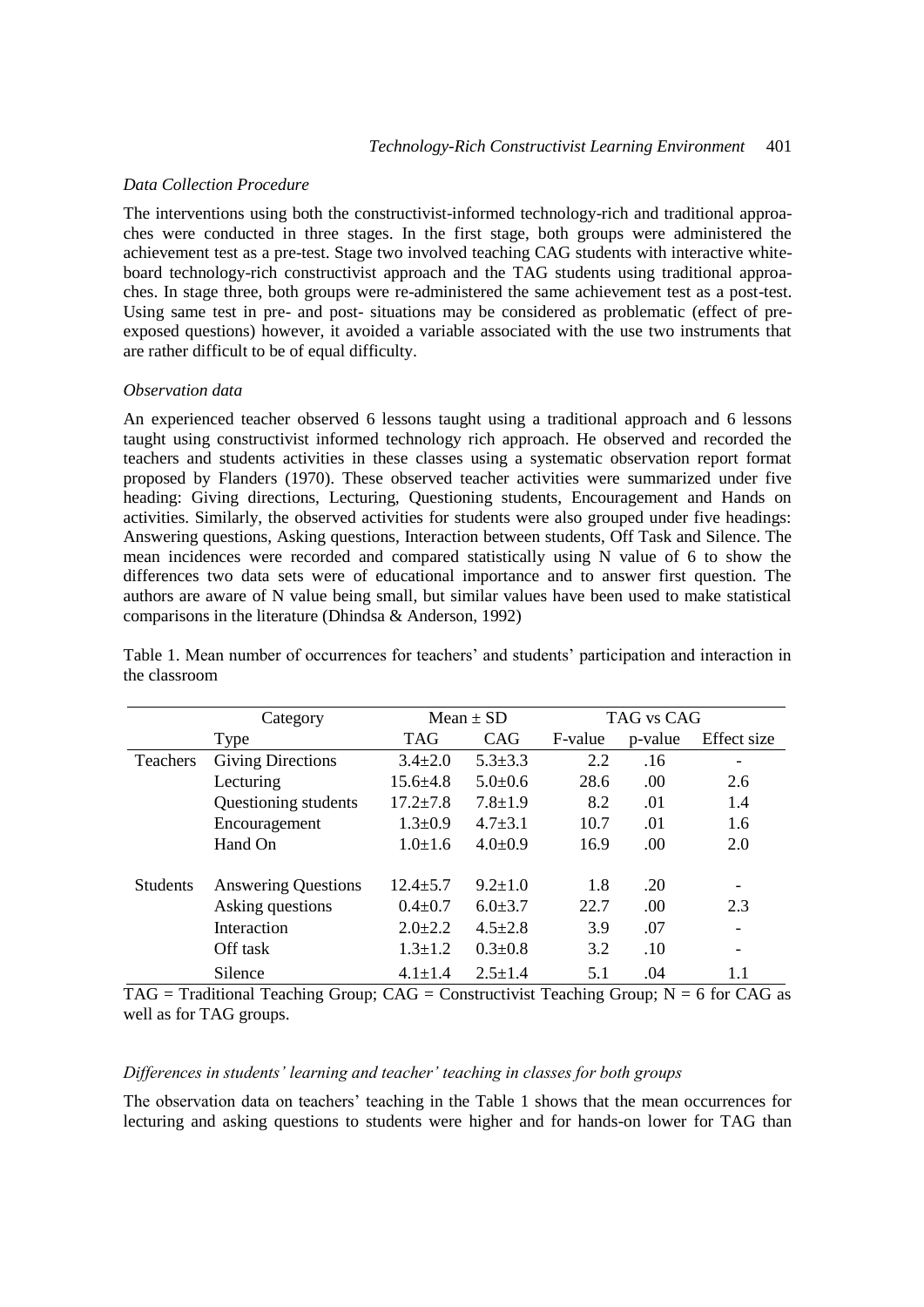### *Data Collection Procedure*

The interventions using both the constructivist-informed technology-rich and traditional approaches were conducted in three stages. In the first stage, both groups were administered the achievement test as a pre-test. Stage two involved teaching CAG students with interactive whiteboard technology-rich constructivist approach and the TAG students using traditional approaches. In stage three, both groups were re-administered the same achievement test as a post-test. Using same test in pre- and post- situations may be considered as problematic (effect of pre-exposed questions) however, it avoided a variable associated with the use two instruments that are rather difficult to be of equal difficulty.

### *Observation data*

An experienced teacher observed 6 lessons taught using a traditional approach and 6 lessons taught using constructivist informed technology rich approach. He observed and recorded the teachers and students activities in these classes using a systematic observation report format proposed by Flanders (1970). These observed teacher activities were summarized under five heading: Giving directions, Lecturing, Questioning students, Encouragement and Hands on activities. Similarly, the observed activities for students were also grouped under five headings: Answering questions, Asking questions, Interaction between students, Off Task and Silence. The mean incidences were recorded and compared statistically using N value of 6 to show the differences two data sets were of educational importance and to answer first question. The authors are aware of N value being small, but similar values have been used to make statistical comparisons in the literature (Dhindsa & Anderson, 1992)

Table 1. Mean number of occurrences for teachers' and students' participation and interaction in the classroom

| Category | | Mean ± SD | | TAG vs CAG | | |
|---|---|---|---|---|---|---|
| | Type | TAG | CAG | F-value | p-value | Effect size |
| Teachers | Giving Directions | 3.4±2.0 | 5.3±3.3 | 2.2 | .16 | - |
| | Lecturing | 15.6±4.8 | 5.0±0.6 | 28.6 | .00 | 2.6 |
| | Questioning students | 17.2±7.8 | 7.8±1.9 | 8.2 | .01 | 1.4 |
| | Encouragement | 1.3±0.9 | 4.7±3.1 | 10.7 | .01 | 1.6 |
| | Hand On | 1.0±1.6 | 4.0±0.9 | 16.9 | .00 | 2.0 |
| Students | Answering Questions | 12.4±5.7 | 9.2±1.0 | 1.8 | .20 | - |
| | Asking questions | 0.4±0.7 | 6.0±3.7 | 22.7 | .00 | 2.3 |
| | Interaction | 2.0±2.2 | 4.5±2.8 | 3.9 | .07 | - |
| | Off task | 1.3±1.2 | 0.3±0.8 | 3.2 | .10 | - |
| | Silence | 4.1±1.4 | 2.5±1.4 | 5.1 | .04 | 1.1 |

TAG = Traditional Teaching Group; CAG = Constructivist Teaching Group; N = 6 for CAG as well as for TAG groups.

### *Differences in students' learning and teacher' teaching in classes for both groups*

The observation data on teachers' teaching in the Table 1 shows that the mean occurrences for lecturing and asking questions to students were higher and for hands-on lower for TAG than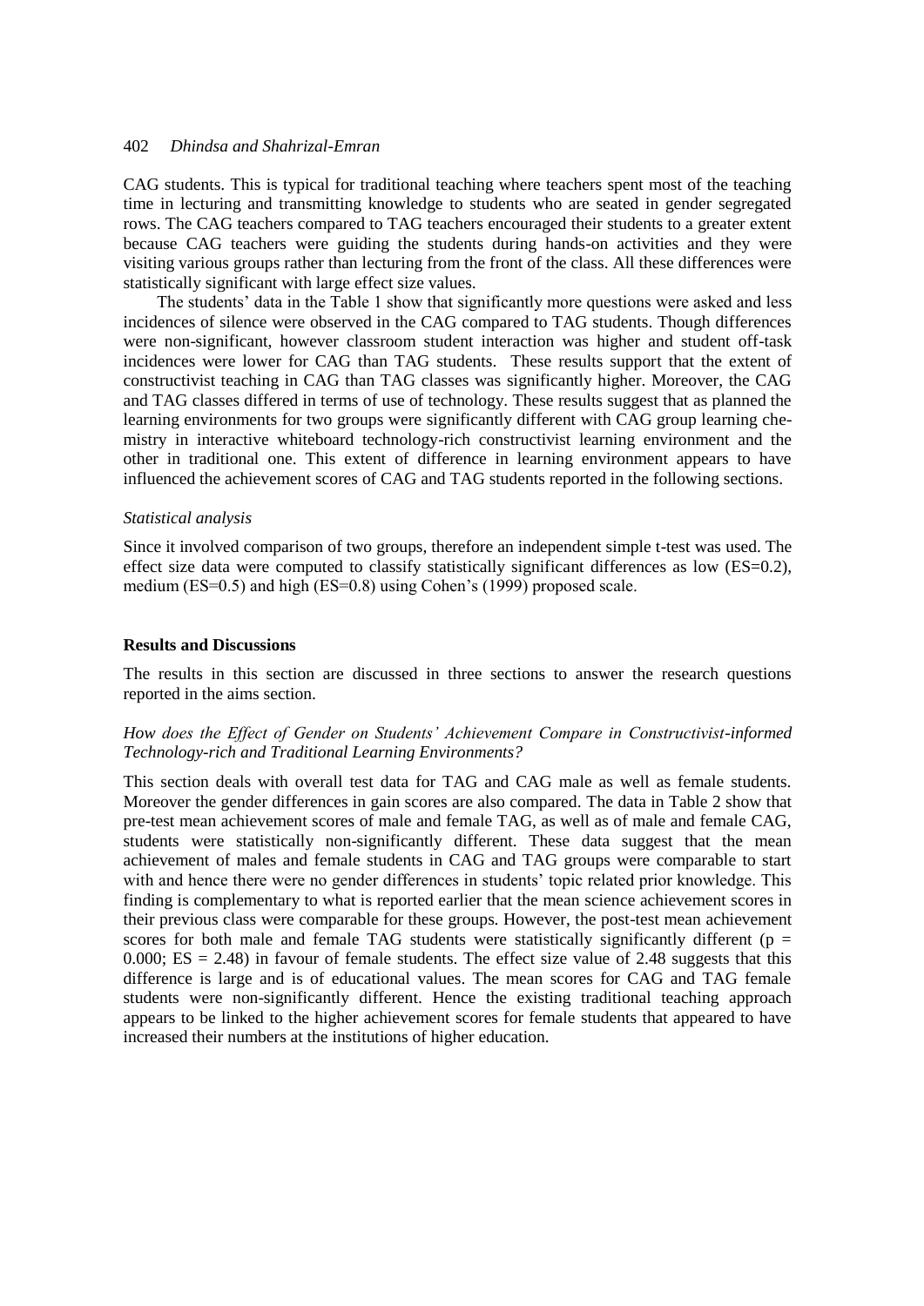CAG students. This is typical for traditional teaching where teachers spent most of the teaching time in lecturing and transmitting knowledge to students who are seated in gender segregated rows. The CAG teachers compared to TAG teachers encouraged their students to a greater extent because CAG teachers were guiding the students during hands-on activities and they were visiting various groups rather than lecturing from the front of the class. All these differences were statistically significant with large effect size values.

The students' data in the Table 1 show that significantly more questions were asked and less incidences of silence were observed in the CAG compared to TAG students. Though differences were non-significant, however classroom student interaction was higher and student off-task incidences were lower for CAG than TAG students. These results support that the extent of constructivist teaching in CAG than TAG classes was significantly higher. Moreover, the CAG and TAG classes differed in terms of use of technology. These results suggest that as planned the learning environments for two groups were significantly different with CAG group learning chemistry in interactive whiteboard technology-rich constructivist learning environment and the other in traditional one. This extent of difference in learning environment appears to have influenced the achievement scores of CAG and TAG students reported in the following sections.

*Statistical analysis*

Since it involved comparison of two groups, therefore an independent simple t-test was used. The effect size data were computed to classify statistically significant differences as low (ES=0.2), medium (ES=0.5) and high (ES=0.8) using Cohen's (1999) proposed scale.

**Results and Discussions**

The results in this section are discussed in three sections to answer the research questions reported in the aims section.

*How does the Effect of Gender on Students' Achievement Compare in Constructivist-informed Technology-rich and Traditional Learning Environments?*

This section deals with overall test data for TAG and CAG male as well as female students. Moreover the gender differences in gain scores are also compared. The data in Table 2 show that pre-test mean achievement scores of male and female TAG, as well as of male and female CAG, students were statistically non-significantly different. These data suggest that the mean achievement of males and females students in CAG and TAG groups were comparable to start with and hence there were no gender differences in students' topic related prior knowledge. This finding is complementary to what is reported earlier that the mean science achievement scores in their previous class were comparable for these groups. However, the post-test mean achievement scores for both male and female TAG students were statistically significantly different ($p = 0.000$; $ES = 2.48$) in favour of female students. The effect size value of 2.48 suggests that this difference is large and is of educational values. The mean scores for CAG and TAG female students were non-significantly different. Hence the existing traditional teaching approach appears to be linked to the higher achievement scores for female students that appeared to have increased their numbers at the institutions of higher education.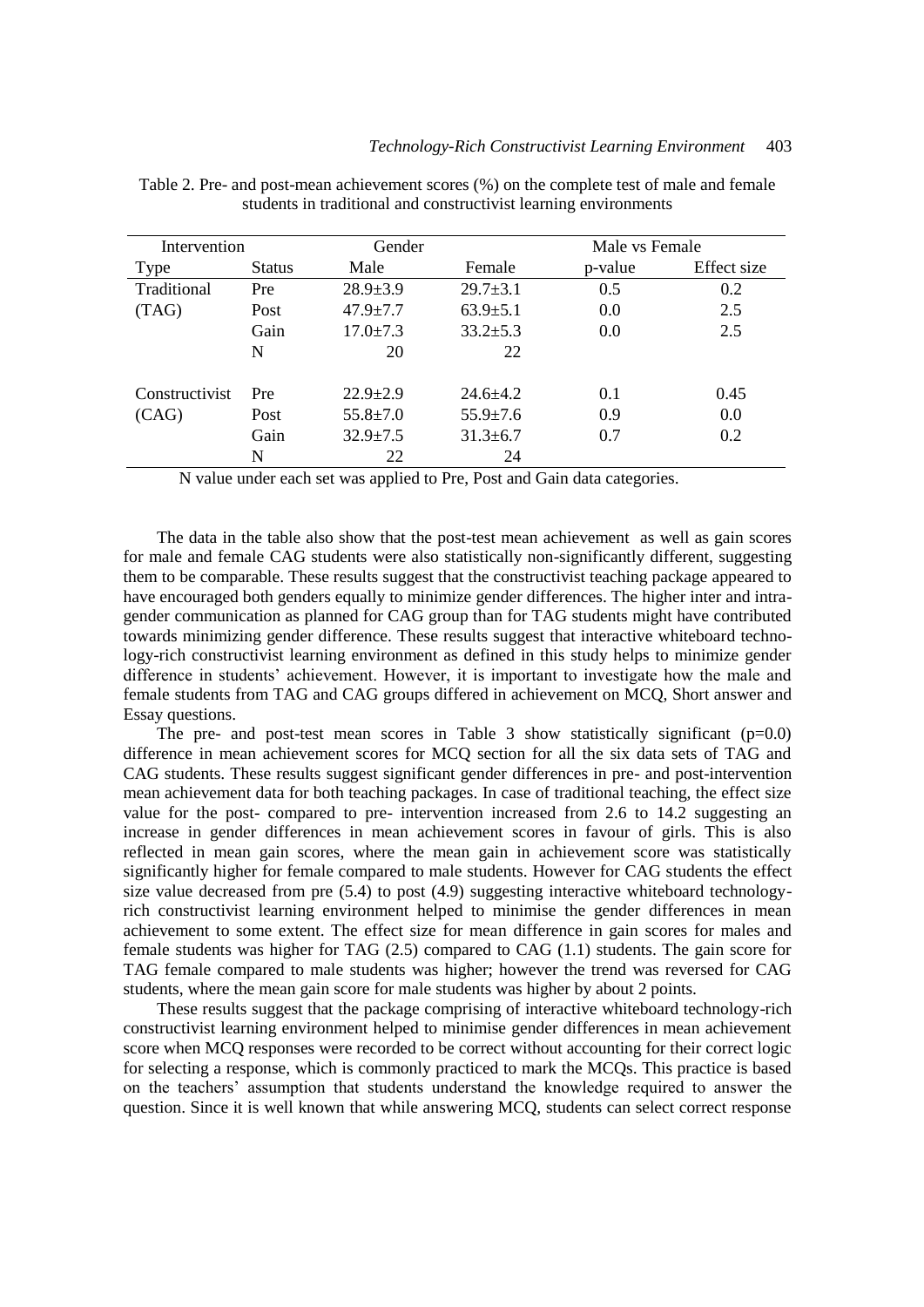Table 2. Pre- and post-mean achievement scores (%) on the complete test of male and female students in traditional and constructivist learning environments

| Intervention | | Gender | | Male vs Female | |
|---|---|---|---|---|---|
| Type | Status | Male | Female | p-value | Effect size |
| Traditional | Pre | 28.9±3.9 | 29.7±3.1 | 0.5 | 0.2 |
| (TAG) | Post | 47.9±7.7 | 63.9±5.1 | 0.0 | 2.5 |
| | Gain | 17.0±7.3 | 33.2±5.3 | 0.0 | 2.5 |
| | N | 20 | 22 | | |
| Constructivist | Pre | 22.9±2.9 | 24.6±4.2 | 0.1 | 0.45 |
| (CAG) | Post | 55.8±7.0 | 55.9±7.6 | 0.9 | 0.0 |
| | Gain | 32.9±7.5 | 31.3±6.7 | 0.7 | 0.2 |
| | N | 22 | 24 | | |

N value under each set was applied to Pre, Post and Gain data categories.

The data in the table also show that the post-test mean achievement as well as gain scores for male and female CAG students were also statistically non-significantly different, suggesting them to be comparable. These results suggest that the constructivist teaching package appeared to have encouraged both genders equally to minimize gender differences. The higher inter and intra-gender communication as planned for CAG group than for TAG students might have contributed towards minimizing gender difference. These results suggest that interactive whiteboard technology-rich constructivist learning environment as defined in this study helps to minimize gender difference in students' achievement. However, it is important to investigate how the male and female students from TAG and CAG groups differed in achievement on MCQ, Short answer and Essay questions.

The pre- and post-test mean scores in Table 3 show statistically significant (p=0.0) difference in mean achievement scores for MCQ section for all the six data sets of TAG and CAG students. These results suggest significant gender differences in pre- and post-intervention mean achievement data for both teaching packages. In case of traditional teaching, the effect size value for the post- compared to pre- intervention increased from 2.6 to 14.2 suggesting an increase in gender differences in mean achievement scores in favour of girls. This is also reflected in mean gain scores, where the mean gain in achievement score was statistically significantly higher for female compared to male students. However for CAG students the effect size value decreased from pre (5.4) to post (4.9) suggesting interactive whiteboard technology-rich constructivist learning environment helped to minimise the gender differences in mean achievement to some extent. The effect size for mean difference in gain scores for males and female students was higher for TAG (2.5) compared to CAG (1.1) students. The gain score for TAG female compared to male students was higher; however the trend was reversed for CAG students, where the mean gain score for male students was higher by about 2 points.

These results suggest that the package comprising of interactive whiteboard technology-rich constructivist learning environment helped to minimise gender differences in mean achievement score when MCQ responses were recorded to be correct without accounting for their correct logic for selecting a response, which is commonly practiced to mark the MCQs. This practice is based on the teachers' assumption that students understand the knowledge required to answer the question. Since it is well known that while answering MCQ, students can select correct response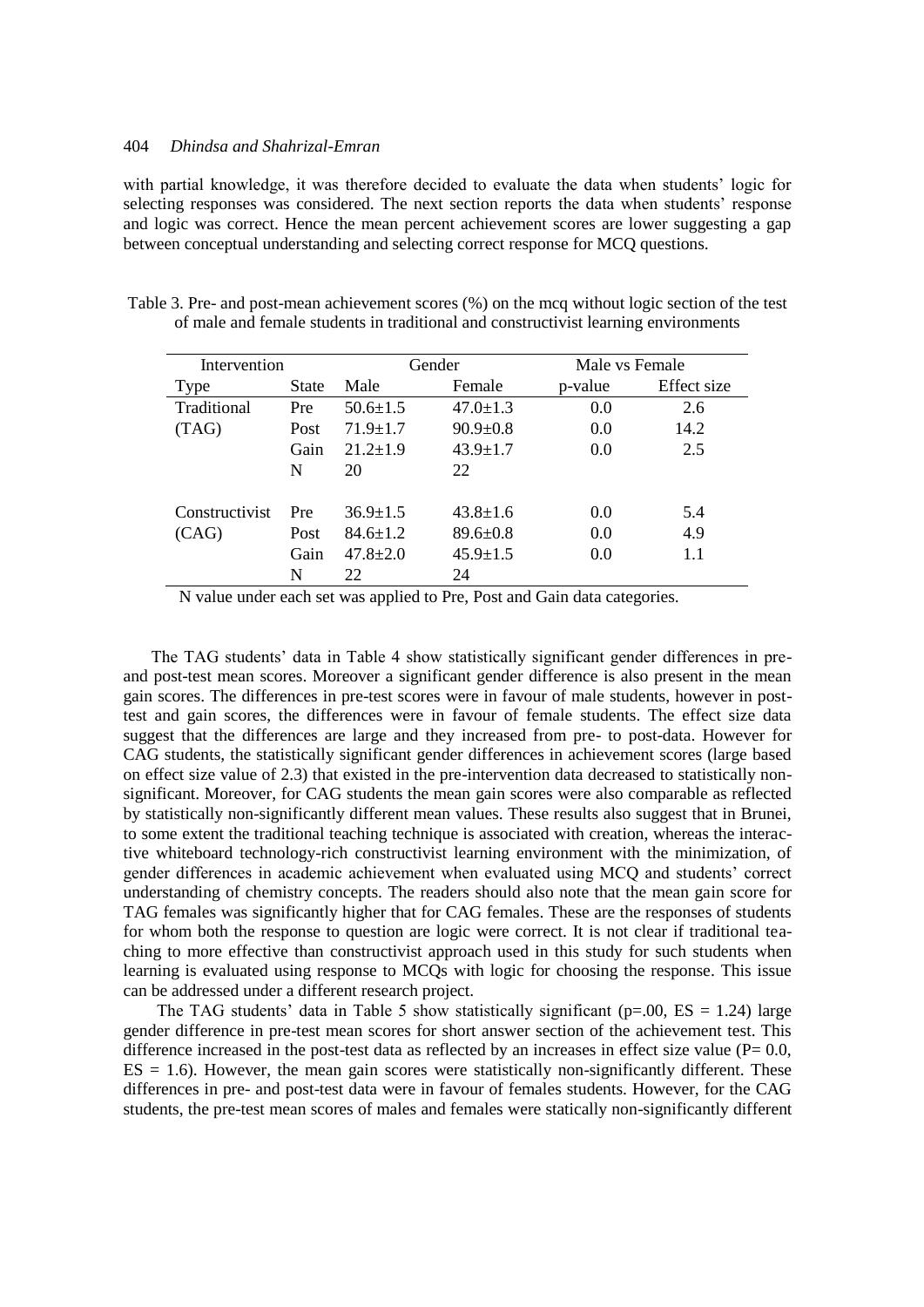with partial knowledge, it was therefore decided to evaluate the data when students' logic for selecting responses was considered. The next section reports the data when students' response and logic was correct. Hence the mean percent achievement scores are lower suggesting a gap between conceptual understanding and selecting correct response for MCQ questions.

Table 3. Pre- and post-mean achievement scores (%) on the mcq without logic section of the test of male and female students in traditional and constructivist learning environments

| Intervention | | Gender | | Male vs Female | |
|---|---|---|---|---|---|
| Type | State | Male | Female | p-value | Effect size |
| Traditional (TAG) | Pre | 50.6±1.5 | 47.0±1.3 | 0.0 | 2.6 |
| | Post | 71.9±1.7 | 90.9±0.8 | 0.0 | 14.2 |
| | Gain | 21.2±1.9 | 43.9±1.7 | 0.0 | 2.5 |
| | N | 20 | 22 | | |
| Constructivist (CAG) | Pre | 36.9±1.5 | 43.8±1.6 | 0.0 | 5.4 |
| | Post | 84.6±1.2 | 89.6±0.8 | 0.0 | 4.9 |
| | Gain | 47.8±2.0 | 45.9±1.5 | 0.0 | 1.1 |
| | N | 22 | 24 | | |

N value under each set was applied to Pre, Post and Gain data categories.

The TAG students' data in Table 4 show statistically significant gender differences in pre- and post-test mean scores. Moreover a significant gender difference is also present in the mean gain scores. The differences in pre-test scores were in favour of male students, however in post-test and gain scores, the differences were in favour of female students. The effect size data suggest that the differences are large and they increased from pre- to post-data. However for CAG students, the statistically significant gender differences in achievement scores (large based on effect size value of 2.3) that existed in the pre-intervention data decreased to statistically non-significant. Moreover, for CAG students the mean gain scores were also comparable as reflected by statistically non-significantly different mean values. These results also suggest that in Brunei, to some extent the traditional teaching technique is associated with creation, whereas the interactive whiteboard technology-rich constructivist learning environment with the minimization, of gender differences in academic achievement when evaluated using MCQ and students' correct understanding of chemistry concepts. The readers should also note that the mean gain score for TAG females was significantly higher that for CAG females. These are the responses of students for whom both the response to question are logic were correct. It is not clear if traditional teaching to more effective than constructivist approach used in this study for such students when learning is evaluated using response to MCQs with logic for choosing the response. This issue can be addressed under a different research project.

The TAG students' data in Table 5 show statistically significant (p=.00, ES = 1.24) large gender difference in pre-test mean scores for short answer section of the achievement test. This difference increased in the post-test data as reflected by an increases in effect size value (P= 0.0, ES = 1.6). However, the mean gain scores were statistically non-significantly different. These differences in pre- and post-test data were in favour of females students. However, for the CAG students, the pre-test mean scores of males and females were statically non-significantly different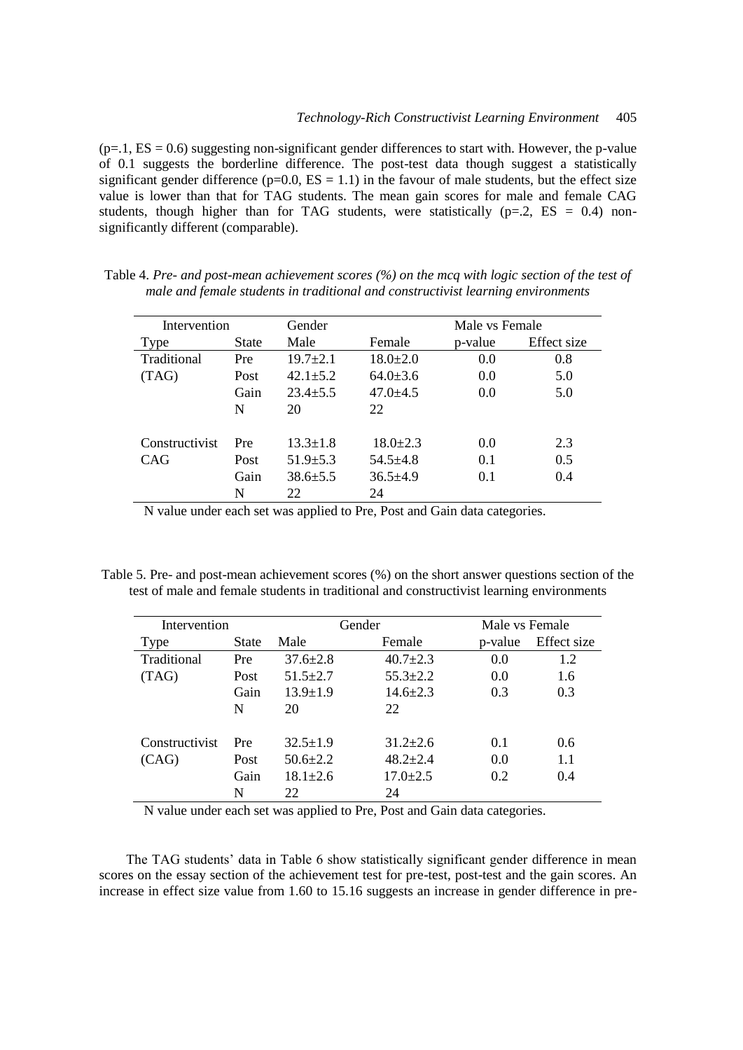($p=.1$, ES = 0.6) suggesting non-significant gender differences to start with. However, the p-value of 0.1 suggests the borderline difference. The post-test data though suggest a statistically significant gender difference ($p=0.0$, ES = 1.1) in the favour of male students, but the effect size value is lower than that for TAG students. The mean gain scores for male and female CAG students, though higher than for TAG students, were statistically ($p=.2$, ES = 0.4) non-significantly different (comparable).

Table 4. *Pre- and post-mean achievement scores (%) on the mcq with logic section of the test of male and female students in traditional and constructivist learning environments*

| Intervention | | Gender | | Male vs Female | |
|---|---|---|---|---|---|
| Type | State | Male | Female | p-value | Effect size |
| Traditional | Pre | 19.7±2.1 | 18.0±2.0 | 0.0 | 0.8 |
| (TAG) | Post | 42.1±5.2 | 64.0±3.6 | 0.0 | 5.0 |
| | Gain | 23.4±5.5 | 47.0±4.5 | 0.0 | 5.0 |
| | N | 20 | 22 | | |
| Constructivist | Pre | 13.3±1.8 | 18.0±2.3 | 0.0 | 2.3 |
| CAG | Post | 51.9±5.3 | 54.5±4.8 | 0.1 | 0.5 |
| | Gain | 38.6±5.5 | 36.5±4.9 | 0.1 | 0.4 |
| | N | 22 | 24 | | |

N value under each set was applied to Pre, Post and Gain data categories.

Table 5. Pre- and post-mean achievement scores (%) on the short answer questions section of the test of male and female students in traditional and constructivist learning environments

| Intervention | | Gender | | Male vs Female | |
|---|---|---|---|---|---|
| Type | State | Male | Female | p-value | Effect size |
| Traditional | Pre | 37.6±2.8 | 40.7±2.3 | 0.0 | 1.2 |
| (TAG) | Post | 51.5±2.7 | 55.3±2.2 | 0.0 | 1.6 |
| | Gain | 13.9±1.9 | 14.6±2.3 | 0.3 | 0.3 |
| | N | 20 | 22 | | |
| Constructivist | Pre | 32.5±1.9 | 31.2±2.6 | 0.1 | 0.6 |
| (CAG) | Post | 50.6±2.2 | 48.2±2.4 | 0.0 | 1.1 |
| | Gain | 18.1±2.6 | 17.0±2.5 | 0.2 | 0.4 |
| | N | 22 | 24 | | |

N value under each set was applied to Pre, Post and Gain data categories.

The TAG students' data in Table 6 show statistically significant gender difference in mean scores on the essay section of the achievement test for pre-test, post-test and the gain scores. An increase in effect size value from 1.60 to 15.16 suggests an increase in gender difference in pre-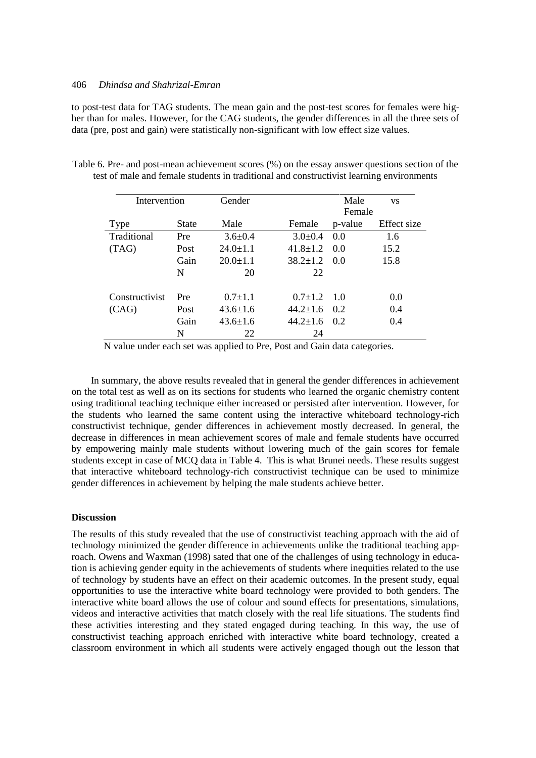to post-test data for TAG students. The mean gain and the post-test scores for females were higher than for males. However, for the CAG students, the gender differences in all the three sets of data (pre, post and gain) were statistically non-significant with low effect size values.

Table 6. Pre- and post-mean achievement scores (%) on the essay answer questions section of the test of male and female students in traditional and constructivist learning environments

| Intervention | | Gender | | Male vs Female | |
|---|---|---|---|---|---|
| Type | State | Male | Female | p-value | Effect size |
| Traditional (TAG) | Pre | 3.6±0.4 | 3.0±0.4 | 0.0 | 1.6 |
| | Post | 24.0±1.1 | 41.8±1.2 | 0.0 | 15.2 |
| | Gain | 20.0±1.1 | 38.2±1.2 | 0.0 | 15.8 |
| | N | 20 | 22 | | |
| Constructivist (CAG) | Pre | 0.7±1.1 | 0.7±1.2 | 1.0 | 0.0 |
| | Post | 43.6±1.6 | 44.2±1.6 | 0.2 | 0.4 |
| | Gain | 43.6±1.6 | 44.2±1.6 | 0.2 | 0.4 |
| | N | 22 | 24 | | |

N value under each set was applied to Pre, Post and Gain data categories.

In summary, the above results revealed that in general the gender differences in achievement on the total test as well as on its sections for students who learned the organic chemistry content using traditional teaching technique either increased or persisted after intervention. However, for the students who learned the same content using the interactive whiteboard technology-rich constructivist technique, gender differences in achievement mostly decreased. In general, the decrease in differences in mean achievement scores of male and female students have occurred by empowering mainly male students without lowering much of the gain scores for female students except in case of MCQ data in Table 4. This is what Brunei needs. These results suggest that interactive whiteboard technology-rich constructivist technique can be used to minimize gender differences in achievement by helping the male students achieve better.

**Discussion**

The results of this study revealed that the use of constructivist teaching approach with the aid of technology minimized the gender difference in achievements unlike the traditional teaching approach. Owens and Waxman (1998) sated that one of the challenges of using technology in education is achieving gender equity in the achievements of students where inequities related to the use of technology by students have an effect on their academic outcomes. In the present study, equal opportunities to use the interactive white board technology were provided to both genders. The interactive white board allows the use of colour and sound effects for presentations, simulations, videos and interactive activities that match closely with the real life situations. The students find these activities interesting and they stated engaged during teaching. In this way, the use of constructivist teaching approach enriched with interactive white board technology, created a classroom environment in which all students were actively engaged though out the lesson that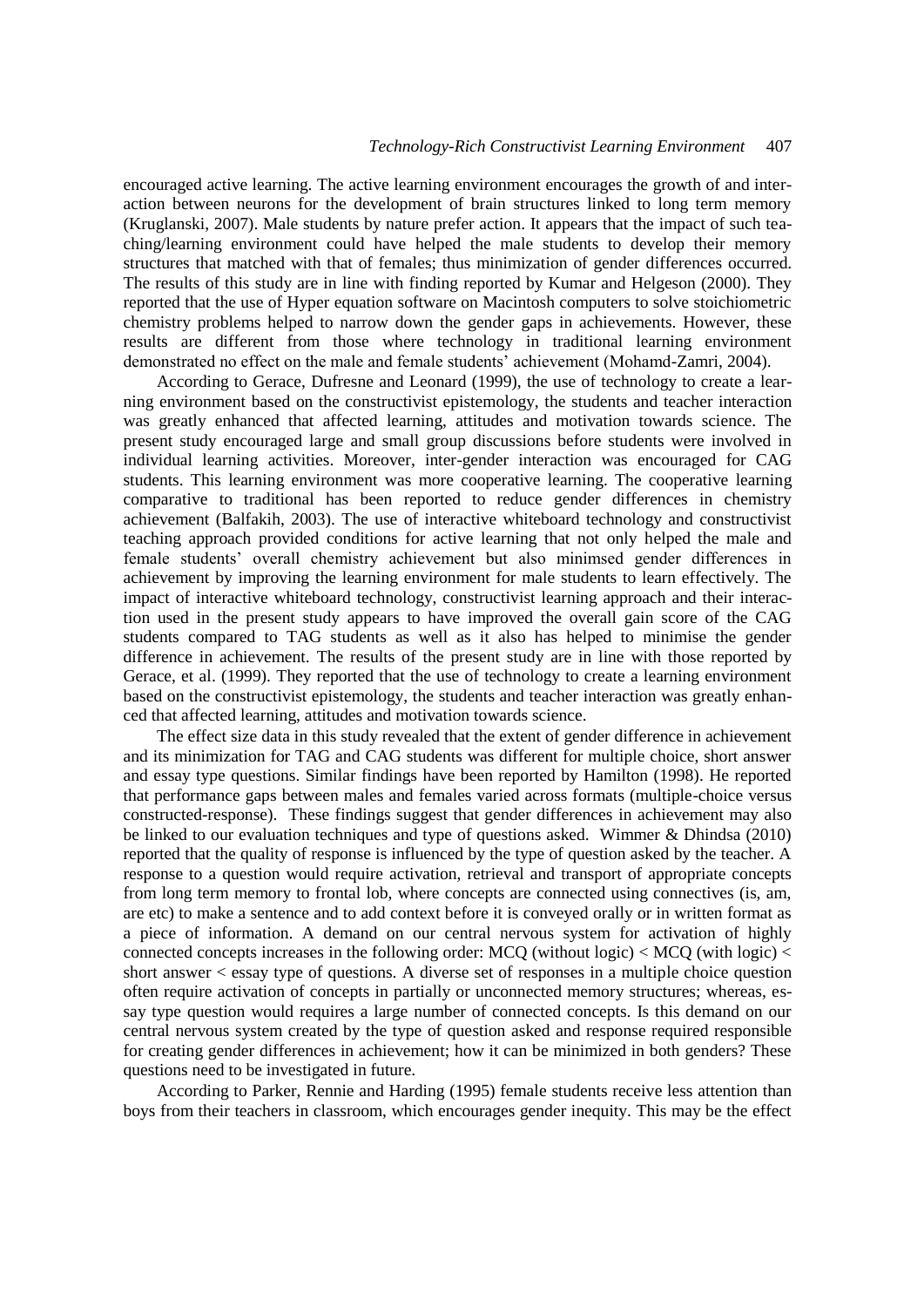encouraged active learning. The active learning environment encourages the growth of and interaction between neurons for the development of brain structures linked to long term memory (Kruglanski, 2007). Male students by nature prefer action. It appears that the impact of such teaching/learning environment could have helped the male students to develop their memory structures that matched with that of females; thus minimization of gender differences occurred. The results of this study are in line with finding reported by Kumar and Helgeson (2000). They reported that the use of Hyper equation software on Macintosh computers to solve stoichiometric chemistry problems helped to narrow down the gender gaps in achievements. However, these results are different from those where technology in traditional learning environment demonstrated no effect on the male and female students' achievement (Mohamd-Zamri, 2004).

According to Gerace, Dufresne and Leonard (1999), the use of technology to create a learning environment based on the constructivist epistemology, the students and teacher interaction was greatly enhanced that affected learning, attitudes and motivation towards science. The present study encouraged large and small group discussions before students were involved in individual learning activities. Moreover, inter-gender interaction was encouraged for CAG students. This learning environment was more cooperative learning. The cooperative learning comparative to traditional has been reported to reduce gender differences in chemistry achievement (Balfakih, 2003). The use of interactive whiteboard technology and constructivist teaching approach provided conditions for active learning that not only helped the male and female students' overall chemistry achievement but also minimsed gender differences in achievement by improving the learning environment for male students to learn effectively. The impact of interactive whiteboard technology, constructivist learning approach and their interaction used in the present study appears to have improved the overall gain score of the CAG students compared to TAG students as well as it also has helped to minimise the gender difference in achievement. The results of the present study are in line with those reported by Gerace, et al. (1999). They reported that the use of technology to create a learning environment based on the constructivist epistemology, the students and teacher interaction was greatly enhanced that affected learning, attitudes and motivation towards science.

The effect size data in this study revealed that the extent of gender difference in achievement and its minimization for TAG and CAG students was different for multiple choice, short answer and essay type questions. Similar findings have been reported by Hamilton (1998). He reported that performance gaps between males and females varied across formats (multiple-choice versus constructed-response). These findings suggest that gender differences in achievement may also be linked to our evaluation techniques and type of questions asked. Wimmer & Dhindsa (2010) reported that the quality of response is influenced by the type of question asked by the teacher. A response to a question would require activation, retrieval and transport of appropriate concepts from long term memory to frontal lob, where concepts are connected using connectives (is, am, are etc) to make a sentence and to add context before it is conveyed orally or in written format as a piece of information. A demand on our central nervous system for activation of highly connected concepts increases in the following order: MCQ (without logic) < MCQ (with logic) < short answer < essay type of questions. A diverse set of responses in a multiple choice question often require activation of concepts in partially or unconnected memory structures; whereas, essay type question would requires a large number of connected concepts. Is this demand on our central nervous system created by the type of question asked and response required responsible for creating gender differences in achievement; how it can be minimized in both genders? These questions need to be investigated in future.

According to Parker, Rennie and Harding (1995) female students receive less attention than boys from their teachers in classroom, which encourages gender inequity. This may be the effect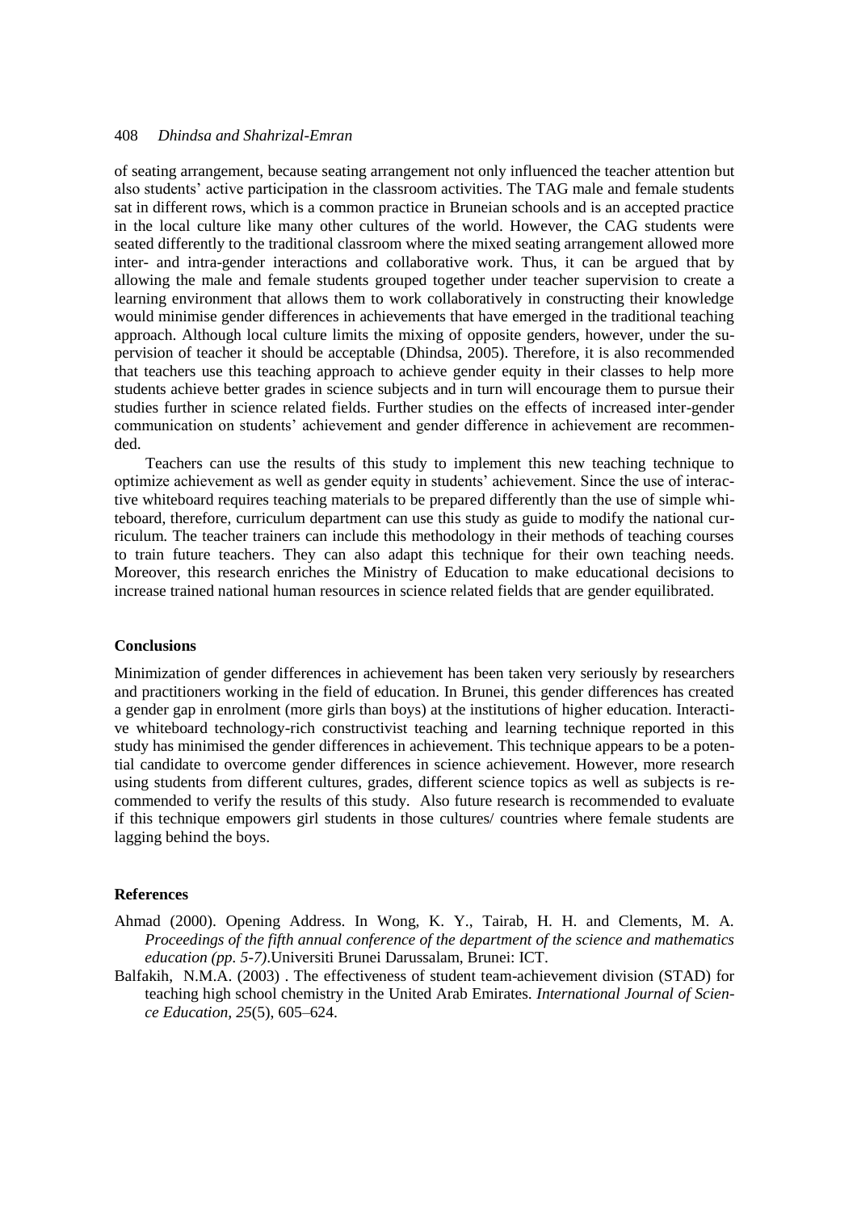of seating arrangement, because seating arrangement not only influenced the teacher attention but also students' active participation in the classroom activities. The TAG male and female students sat in different rows, which is a common practice in Bruneian schools and is an accepted practice in the local culture like many other cultures of the world. However, the CAG students were seated differently to the traditional classroom where the mixed seating arrangement allowed more inter- and intra-gender interactions and collaborative work. Thus, it can be argued that by allowing the male and female students grouped together under teacher supervision to create a learning environment that allows them to work collaboratively in constructing their knowledge would minimise gender differences in achievements that have emerged in the traditional teaching approach. Although local culture limits the mixing of opposite genders, however, under the supervision of teacher it should be acceptable (Dhindsa, 2005). Therefore, it is also recommended that teachers use this teaching approach to achieve gender equity in their classes to help more students achieve better grades in science subjects and in turn will encourage them to pursue their studies further in science related fields. Further studies on the effects of increased inter-gender communication on students' achievement and gender difference in achievement are recommended.

Teachers can use the results of this study to implement this new teaching technique to optimize achievement as well as gender equity in students' achievement. Since the use of interactive whiteboard requires teaching materials to be prepared differently than the use of simple whiteboard, therefore, curriculum department can use this study as guide to modify the national curriculum. The teacher trainers can include this methodology in their methods of teaching courses to train future teachers. They can also adapt this technique for their own teaching needs. Moreover, this research enriches the Ministry of Education to make educational decisions to increase trained national human resources in science related fields that are gender equilibrated.

### Conclusions

Minimization of gender differences in achievement has been taken very seriously by researchers and practitioners working in the field of education. In Brunei, this gender differences has created a gender gap in enrolment (more girls than boys) at the institutions of higher education. Interactive whiteboard technology-rich constructivist teaching and learning technique reported in this study has minimised the gender differences in achievement. This technique appears to be a potential candidate to overcome gender differences in science achievement. However, more research using students from different cultures, grades, different science topics as well as subjects is recommended to verify the results of this study. Also future research is recommended to evaluate if this technique empowers girl students in those cultures/ countries where female students are lagging behind the boys.

### References

Ahmad (2000). Opening Address. In Wong, K. Y., Tairab, H. H. and Clements, M. A. *Proceedings of the fifth annual conference of the department of the science and mathematics education (pp. 5-7)*.Universiti Brunei Darussalam, Brunei: ICT.

Balfakih, N.M.A. (2003) . The effectiveness of student team-achievement division (STAD) for teaching high school chemistry in the United Arab Emirates. *International Journal of Science Education, 25*(5), 605–624.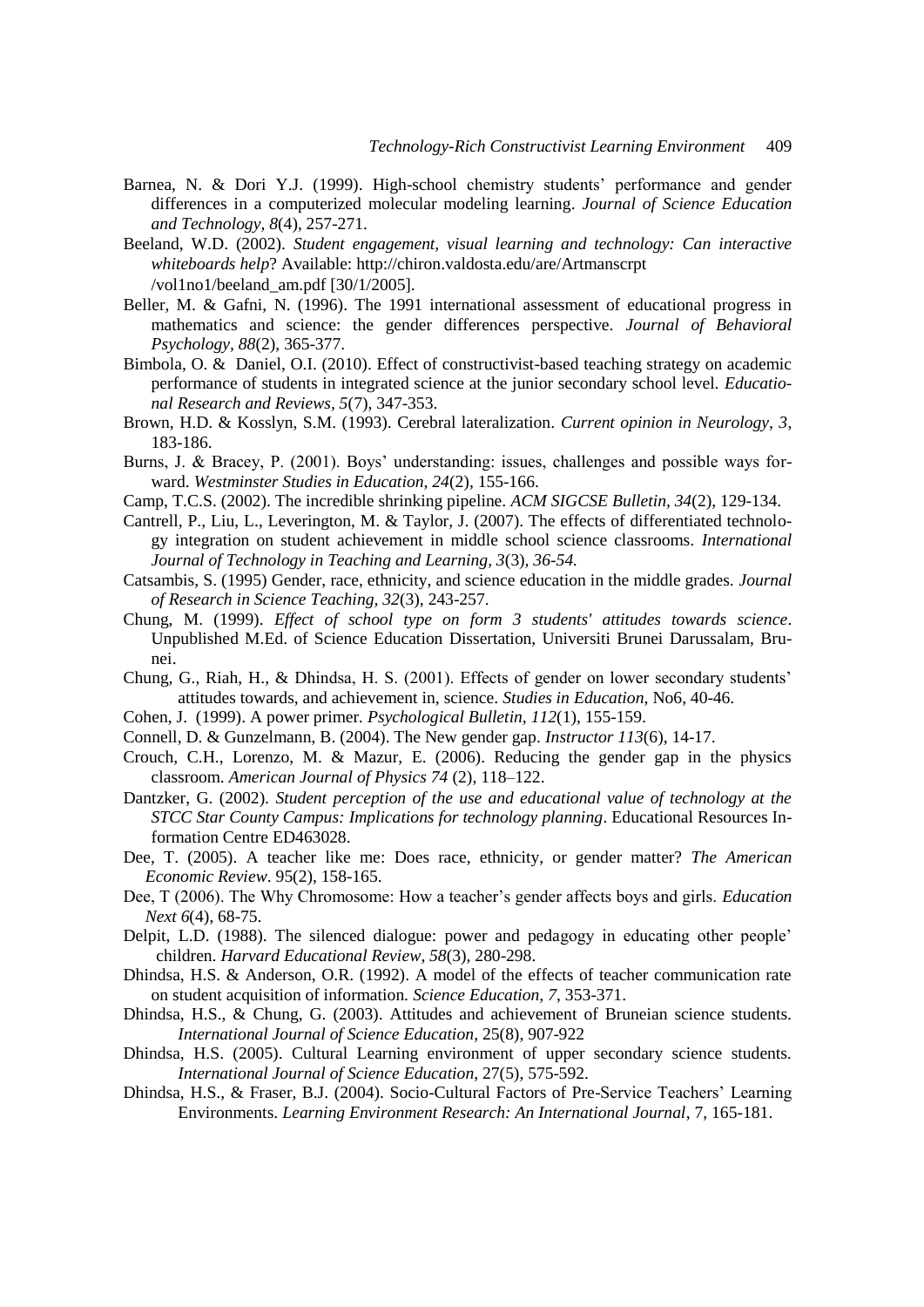Barnea, N. & Dori Y.J. (1999). High-school chemistry students' performance and gender differences in a computerized molecular modeling learning. *Journal of Science Education and Technology, 8*(4), 257-271.

Beeland, W.D. (2002). *Student engagement, visual learning and technology: Can interactive whiteboards help*? Available: http://chiron.valdosta.edu/are/Artmanscrpt /vol1no1/beeland_am.pdf [30/1/2005].

Beller, M. & Gafni, N. (1996). The 1991 international assessment of educational progress in mathematics and science: the gender differences perspective. *Journal of Behavioral Psychology, 88*(2), 365-377.

Bimbola, O. & Daniel, O.I. (2010). Effect of constructivist-based teaching strategy on academic performance of students in integrated science at the junior secondary school level. *Educational Research and Reviews, 5*(7), 347-353.

Brown, H.D. & Kosslyn, S.M. (1993). Cerebral lateralization. *Current opinion in Neurology, 3*, 183-186.

Burns, J. & Bracey, P. (2001). Boys' understanding: issues, challenges and possible ways forward. *Westminster Studies in Education, 24*(2), 155-166.

Camp, T.C.S. (2002). The incredible shrinking pipeline. *ACM SIGCSE Bulletin, 34*(2), 129-134.

Cantrell, P., Liu, L., Leverington, M. & Taylor, J. (2007). The effects of differentiated technology integration on student achievement in middle school science classrooms. *International Journal of Technology in Teaching and Learning, 3*(3)*, 36-54.*

Catsambis, S. (1995) Gender, race, ethnicity, and science education in the middle grades. *Journal of Research in Science Teaching, 32*(3), 243-257.

Chung, M. (1999). *Effect of school type on form 3 students' attitudes towards science*. Unpublished M.Ed. of Science Education Dissertation, Universiti Brunei Darussalam, Brunei.

Chung, G., Riah, H., & Dhindsa, H. S. (2001). Effects of gender on lower secondary students' attitudes towards, and achievement in, science. *Studies in Education*, No6, 40-46.

Cohen, J. (1999). A power primer. *Psychological Bulletin, 112*(1), 155-159.

Connell, D. & Gunzelmann, B. (2004). The New gender gap. *Instructor 113*(6), 14-17.

Crouch, C.H., Lorenzo, M. & Mazur, E. (2006). Reducing the gender gap in the physics classroom. *American Journal of Physics 74* (2), 118–122.

Dantzker, G. (2002). *Student perception of the use and educational value of technology at the STCC Star County Campus: Implications for technology planning*. Educational Resources Information Centre ED463028.

Dee, T. (2005). A teacher like me: Does race, ethnicity, or gender matter? *The American Economic Review*. 95(2), 158-165.

Dee, T (2006). The Why Chromosome: How a teacher's gender affects boys and girls. *Education Next 6*(4), 68-75.

Delpit, L.D. (1988). The silenced dialogue: power and pedagogy in educating other people' children. *Harvard Educational Review, 58*(3), 280-298.

Dhindsa, H.S. & Anderson, O.R. (1992). A model of the effects of teacher communication rate on student acquisition of information. *Science Education, 7*, 353-371.

Dhindsa, H.S., & Chung, G. (2003). Attitudes and achievement of Bruneian science students. *International Journal of Science Education*, 25(8), 907-922

Dhindsa, H.S. (2005). Cultural Learning environment of upper secondary science students. *International Journal of Science Education*, 27(5), 575-592.

Dhindsa, H.S., & Fraser, B.J. (2004). Socio-Cultural Factors of Pre-Service Teachers' Learning Environments. *Learning Environment Research: An International Journal*, 7, 165-181.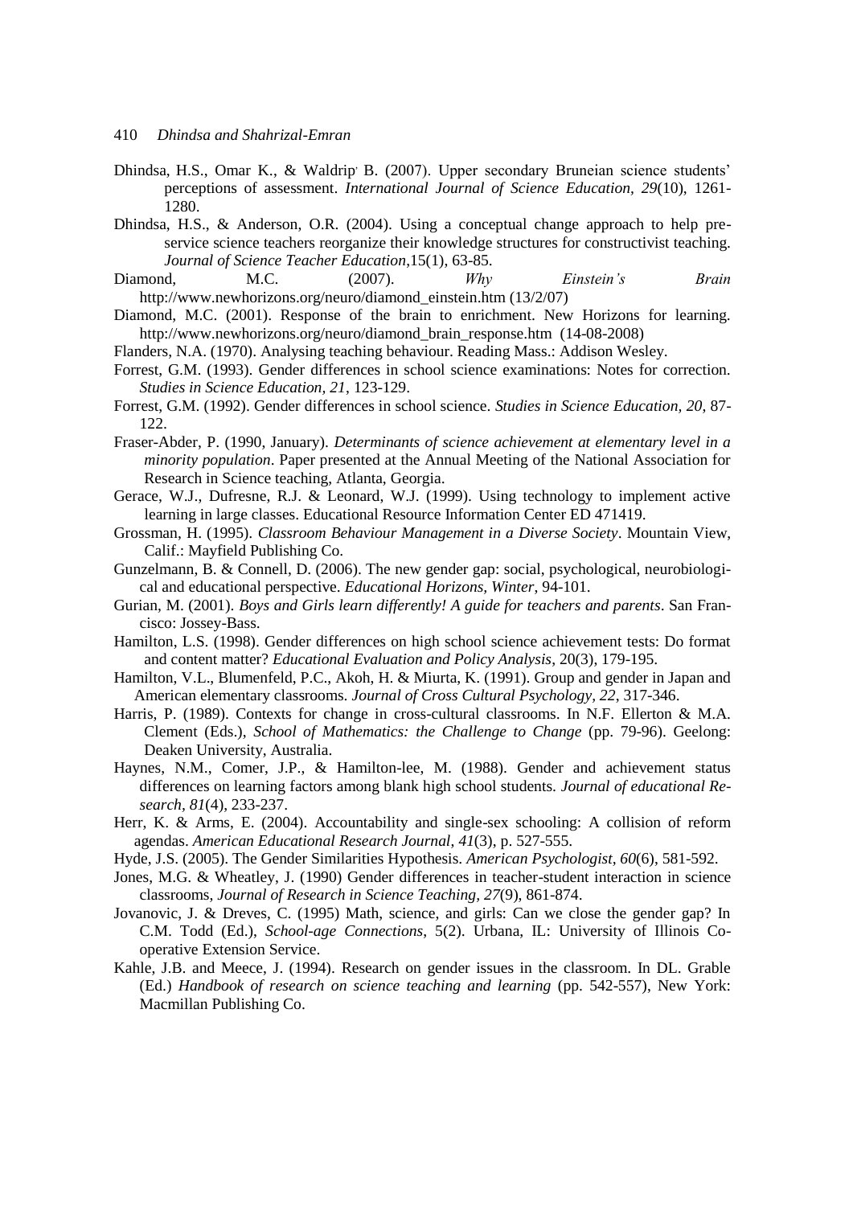Dhindsa, H.S., Omar K., & Waldrip, B. (2007). Upper secondary Bruneian science students' perceptions of assessment. *International Journal of Science Education, 29*(10), 1261-1280.

Dhindsa, H.S., & Anderson, O.R. (2004). Using a conceptual change approach to help pre-service science teachers reorganize their knowledge structures for constructivist teaching. *Journal of Science Teacher Education*,15(1), 63-85.

Diamond, M.C. (2007). *Why Einstein's Brain* http://www.newhorizons.org/neuro/diamond_einstein.htm (13/2/07)

Diamond, M.C. (2001). Response of the brain to enrichment. New Horizons for learning. http://www.newhorizons.org/neuro/diamond_brain_response.htm (14-08-2008)

Flanders, N.A. (1970). Analysing teaching behaviour. Reading Mass.: Addison Wesley.

Forrest, G.M. (1993). Gender differences in school science examinations: Notes for correction. *Studies in Science Education, 21*, 123-129.

Forrest, G.M. (1992). Gender differences in school science. *Studies in Science Education, 20*, 87-122.

Fraser-Abder, P. (1990, January). *Determinants of science achievement at elementary level in a minority population*. Paper presented at the Annual Meeting of the National Association for Research in Science teaching, Atlanta, Georgia.

Gerace, W.J., Dufresne, R.J. & Leonard, W.J. (1999). Using technology to implement active learning in large classes. Educational Resource Information Center ED 471419.

Grossman, H. (1995). *Classroom Behaviour Management in a Diverse Society*. Mountain View, Calif.: Mayfield Publishing Co.

Gunzelmann, B. & Connell, D. (2006). The new gender gap: social, psychological, neurobiological and educational perspective. *Educational Horizons, Winter*, 94-101.

Gurian, M. (2001). *Boys and Girls learn differently! A guide for teachers and parents*. San Francisco: Jossey-Bass.

Hamilton, L.S. (1998). Gender differences on high school science achievement tests: Do format and content matter? *Educational Evaluation and Policy Analysis*, 20(3), 179-195.

Hamilton, V.L., Blumenfeld, P.C., Akoh, H. & Miurta, K. (1991). Group and gender in Japan and American elementary classrooms. *Journal of Cross Cultural Psychology, 22*, 317-346.

Harris, P. (1989). Contexts for change in cross-cultural classrooms. In N.F. Ellerton & M.A. Clement (Eds.), *School of Mathematics: the Challenge to Change* (pp. 79-96). Geelong: Deaken University, Australia.

Haynes, N.M., Comer, J.P., & Hamilton-lee, M. (1988). Gender and achievement status differences on learning factors among blank high school students. *Journal of educational Research, 81*(4), 233-237.

Herr, K. & Arms, E. (2004). Accountability and single-sex schooling: A collision of reform agendas. *American Educational Research Journal, 41*(3), p. 527-555.

Hyde, J.S. (2005). The Gender Similarities Hypothesis. *American Psychologist, 60*(6), 581-592.

Jones, M.G. & Wheatley, J. (1990) Gender differences in teacher-student interaction in science classrooms, *Journal of Research in Science Teaching, 27*(9), 861-874.

Jovanovic, J. & Dreves, C. (1995) Math, science, and girls: Can we close the gender gap? In C.M. Todd (Ed.), *School-age Connections*, 5(2). Urbana, IL: University of Illinois Cooperative Extension Service.

Kahle, J.B. and Meece, J. (1994). Research on gender issues in the classroom. In DL. Grable (Ed.) *Handbook of research on science teaching and learning* (pp. 542-557), New York: Macmillan Publishing Co.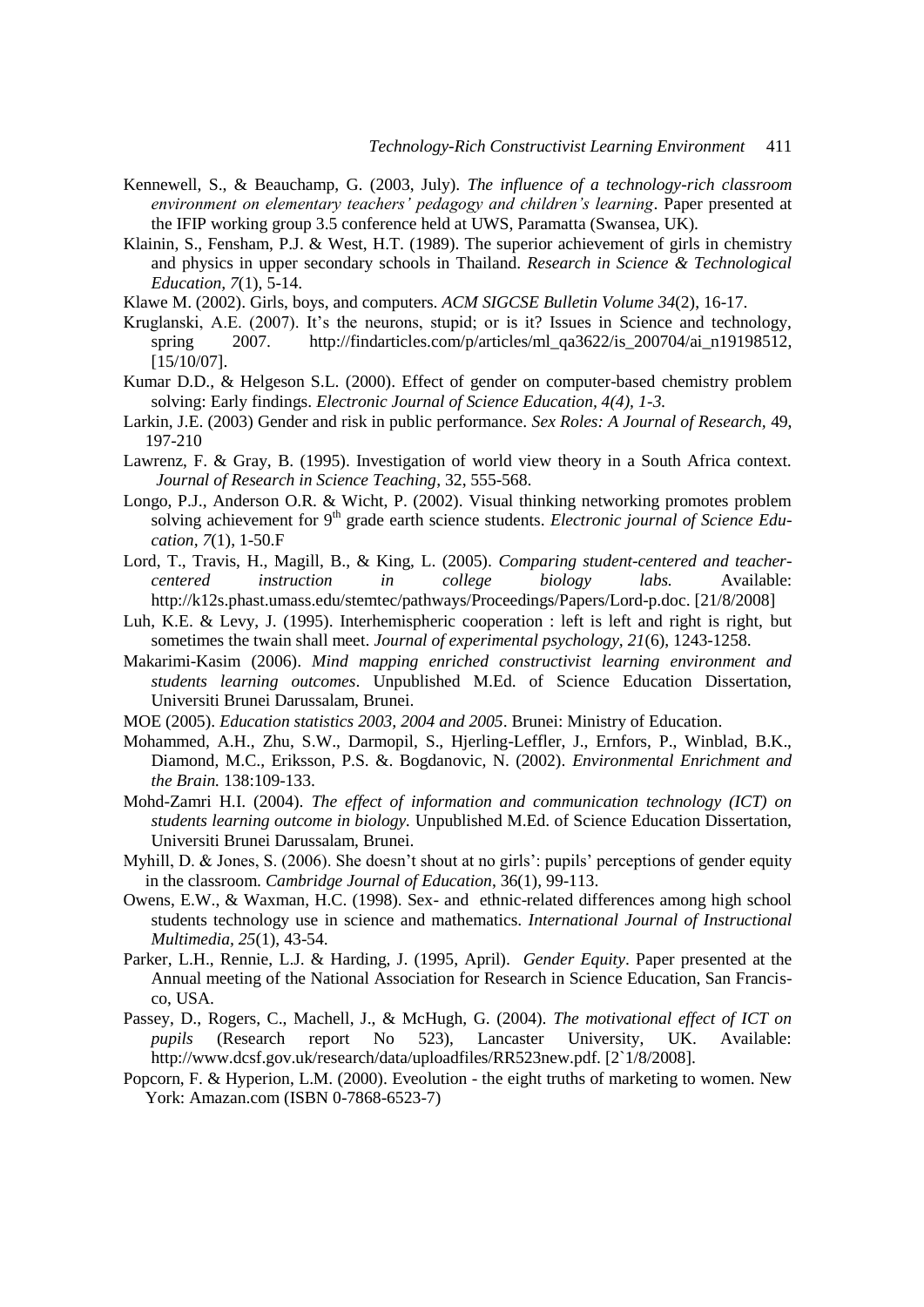Kennewell, S., & Beauchamp, G. (2003, July). *The influence of a technology-rich classroom environment on elementary teachers' pedagogy and children's learning*. Paper presented at the IFIP working group 3.5 conference held at UWS, Paramatta (Swansea, UK).

Klainin, S., Fensham, P.J. & West, H.T. (1989). The superior achievement of girls in chemistry and physics in upper secondary schools in Thailand. *Research in Science & Technological Education, 7*(1), 5-14.

Klawe M. (2002). Girls, boys, and computers. *ACM SIGCSE Bulletin Volume 34*(2), 16-17.

Kruglanski, A.E. (2007). It's the neurons, stupid; or is it? Issues in Science and technology, spring 2007. http://findarticles.com/p/articles/ml_qa3622/is_200704/ai_n19198512, [15/10/07].

Kumar D.D., & Helgeson S.L. (2000). Effect of gender on computer-based chemistry problem solving: Early findings. *Electronic Journal of Science Education, 4(4), 1-3.*

Larkin, J.E. (2003) Gender and risk in public performance. *Sex Roles: A Journal of Research,* 49, 197-210

Lawrenz, F. & Gray, B. (1995). Investigation of world view theory in a South Africa context. *Journal of Research in Science Teaching*, 32, 555-568.

Longo, P.J., Anderson O.R. & Wicht, P. (2002). Visual thinking networking promotes problem solving achievement for 9th grade earth science students. *Electronic journal of Science Education, 7*(1), 1-50.F

Lord, T., Travis, H., Magill, B., & King, L. (2005). *Comparing student-centered and teacher-centered instruction in college biology labs.* Available: http://k12s.phast.umass.edu/stemtec/pathways/Proceedings/Papers/Lord-p.doc. [21/8/2008]

Luh, K.E. & Levy, J. (1995). Interhemispheric cooperation : left is left and right is right, but sometimes the twain shall meet. *Journal of experimental psychology, 21*(6), 1243-1258.

Makarimi-Kasim (2006). *Mind mapping enriched constructivist learning environment and students learning outcomes*. Unpublished M.Ed. of Science Education Dissertation, Universiti Brunei Darussalam, Brunei.

MOE (2005). *Education statistics 2003, 2004 and 2005*. Brunei: Ministry of Education.

Mohammed, A.H., Zhu, S.W., Darmopil, S., Hjerling-Leffler, J., Ernfors, P., Winblad, B.K., Diamond, M.C., Eriksson, P.S. &. Bogdanovic, N. (2002). *Environmental Enrichment and the Brain.* 138:109-133.

Mohd-Zamri H.I. (2004). *The effect of information and communication technology (ICT) on students learning outcome in biology.* Unpublished M.Ed. of Science Education Dissertation, Universiti Brunei Darussalam, Brunei.

Myhill, D. & Jones, S. (2006). She doesn't shout at no girls': pupils' perceptions of gender equity in the classroom. *Cambridge Journal of Education*, 36(1), 99-113.

Owens, E.W., & Waxman, H.C. (1998). Sex- and ethnic-related differences among high school students technology use in science and mathematics. *International Journal of Instructional Multimedia, 25*(1), 43-54.

Parker, L.H., Rennie, L.J. & Harding, J. (1995, April). *Gender Equity*. Paper presented at the Annual meeting of the National Association for Research in Science Education, San Francisco, USA.

Passey, D., Rogers, C., Machell, J., & McHugh, G. (2004). *The motivational effect of ICT on pupils* (Research report No 523), Lancaster University, UK. Available: http://www.dcsf.gov.uk/research/data/uploadfiles/RR523new.pdf. [2`1/8/2008].

Popcorn, F. & Hyperion, L.M. (2000). Eveolution - the eight truths of marketing to women. New York: Amazan.com (ISBN 0-7868-6523-7)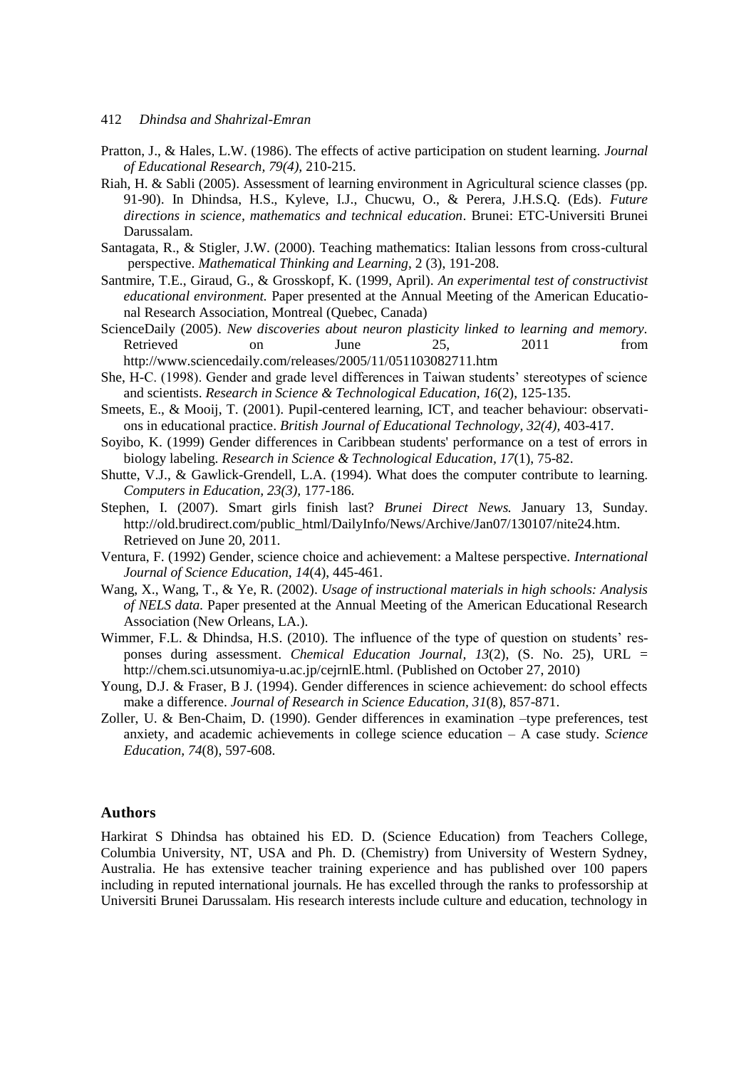Pratton, J., & Hales, L.W. (1986). The effects of active participation on student learning. *Journal of Educational Research, 79(4)*, 210-215.

Riah, H. & Sabli (2005). Assessment of learning environment in Agricultural science classes (pp. 91-90). In Dhindsa, H.S., Kyleve, I.J., Chucwu, O., & Perera, J.H.S.Q. (Eds). *Future directions in science, mathematics and technical education*. Brunei: ETC-Universiti Brunei Darussalam.

Santagata, R., & Stigler, J.W. (2000). Teaching mathematics: Italian lessons from cross-cultural perspective. *Mathematical Thinking and Learning*, 2 (3), 191-208.

Santmire, T.E., Giraud, G., & Grosskopf, K. (1999, April). *An experimental test of constructivist educational environment.* Paper presented at the Annual Meeting of the American Educational Research Association, Montreal (Quebec, Canada)

ScienceDaily (2005). *New discoveries about neuron plasticity linked to learning and memory*. Retrieved on June 25, 2011 from http://www.sciencedaily.com/releases/2005/11/051103082711.htm

She, H-C. (1998). Gender and grade level differences in Taiwan students' stereotypes of science and scientists. *Research in Science & Technological Education, 16*(2), 125-135.

Smeets, E., & Mooij, T. (2001). Pupil-centered learning, ICT, and teacher behaviour: observations in educational practice. *British Journal of Educational Technology, 32(4)*, 403-417.

Soyibo, K. (1999) Gender differences in Caribbean students' performance on a test of errors in biology labeling. *Research in Science & Technological Education, 17*(1), 75-82.

Shutte, V.J., & Gawlick-Grendell, L.A. (1994). What does the computer contribute to learning. *Computers in Education, 23(3)*, 177-186.

Stephen, I. (2007). Smart girls finish last? *Brunei Direct News.* January 13, Sunday. http://old.brudirect.com/public_html/DailyInfo/News/Archive/Jan07/130107/nite24.htm. Retrieved on June 20, 2011.

Ventura, F. (1992) Gender, science choice and achievement: a Maltese perspective. *International Journal of Science Education, 14*(4), 445-461.

Wang, X., Wang, T., & Ye, R. (2002). *Usage of instructional materials in high schools: Analysis of NELS data.* Paper presented at the Annual Meeting of the American Educational Research Association (New Orleans, LA.).

Wimmer, F.L. & Dhindsa, H.S. (2010). The influence of the type of question on students' responses during assessment. *Chemical Education Journal, 13*(2), (S. No. 25), URL = http://chem.sci.utsunomiya-u.ac.jp/cejrnlE.html. (Published on October 27, 2010)

Young, D.J. & Fraser, B J. (1994). Gender differences in science achievement: do school effects make a difference. *Journal of Research in Science Education, 31*(8), 857-871.

Zoller, U. & Ben-Chaim, D. (1990). Gender differences in examination –type preferences, test anxiety, and academic achievements in college science education – A case study. *Science Education, 74*(8), 597-608.

## Authors

Harkirat S Dhindsa has obtained his ED. D. (Science Education) from Teachers College, Columbia University, NT, USA and Ph. D. (Chemistry) from University of Western Sydney, Australia. He has extensive teacher training experience and has published over 100 papers including in reputed international journals. He has excelled through the ranks to professorship at Universiti Brunei Darussalam. His research interests include culture and education, technology in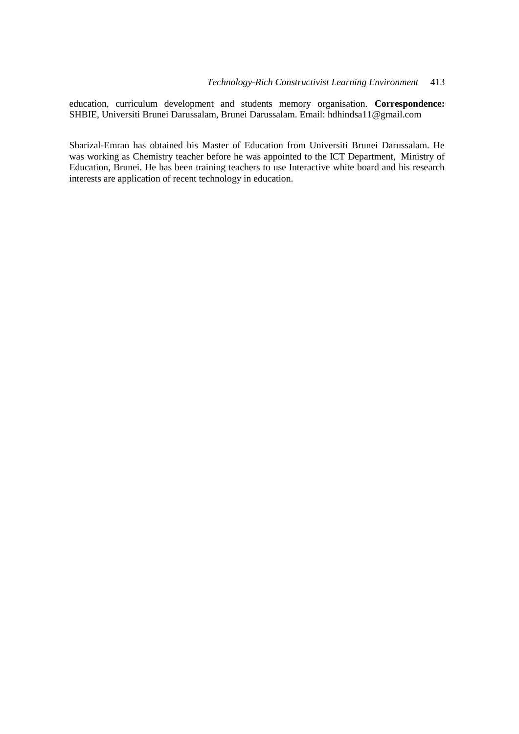education, curriculum development and students memory organisation. **Correspondence:** SHBIE, Universiti Brunei Darussalam, Brunei Darussalam. Email: hdhindsa11@gmail.com

Sharizal-Emran has obtained his Master of Education from Universiti Brunei Darussalam. He was working as Chemistry teacher before he was appointed to the ICT Department, Ministry of Education, Brunei. He has been training teachers to use Interactive white board and his research interests are application of recent technology in education.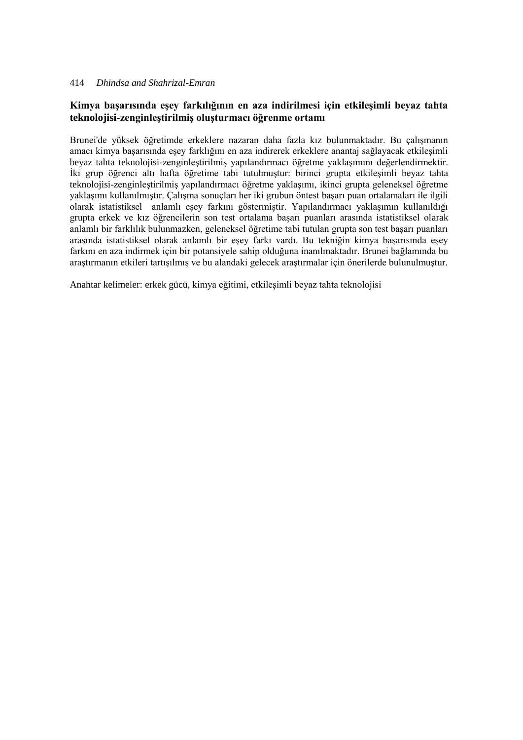## Kimya başarısında eşey farkılığının en aza indirilmesi için etkileşimli beyaz tahta teknolojisi-zenginleştirilmiş oluşturmacı öğrenme ortamı

Brunei'de yüksek öğretimde erkeklere nazaran daha fazla kız bulunmaktadır. Bu çalışmanın amacı kimya başarısında eşey farklığını en aza indirerek erkeklere anantaj sağlayacak etkileşimli beyaz tahta teknolojisi-zenginleştirilmiş yapılandırmacı öğretme yaklaşımını değerlendirmektir. İki grup öğrenci altı hafta öğretime tabi tutulmuştur: birinci grupta etkileşimli beyaz tahta teknolojisi-zenginleştirilmiş yapılandırmacı öğretme yaklaşımı, ikinci grupta geleneksel öğretme yaklaşımı kullanılmıştır. Çalışma sonuçları her iki grubun öntest başarı puan ortalamaları ile ilgili olarak istatistiksel anlamlı eşey farkını göstermiştir. Yapılandırmacı yaklaşımın kullanıldığı grupta erkek ve kız öğrencilerin son test ortalama başarı puanları arasında istatistiksel olarak anlamlı bir farklılık bulunmazken, geleneksel öğretime tabi tutulan grupta son test başarı puanları arasında istatistiksel olarak anlamlı bir eşey farkı vardı. Bu tekniğin kimya başarısında eşey farkını en aza indirmek için bir potansiyele sahip olduğuna inanılmaktadır. Brunei bağlamında bu araştırmanın etkileri tartışılmış ve bu alandaki gelecek araştırmalar için önerilerde bulunulmuştur.

Anahtar kelimeler: erkek gücü, kimya eğitimi, etkileşimli beyaz tahta teknolojisi